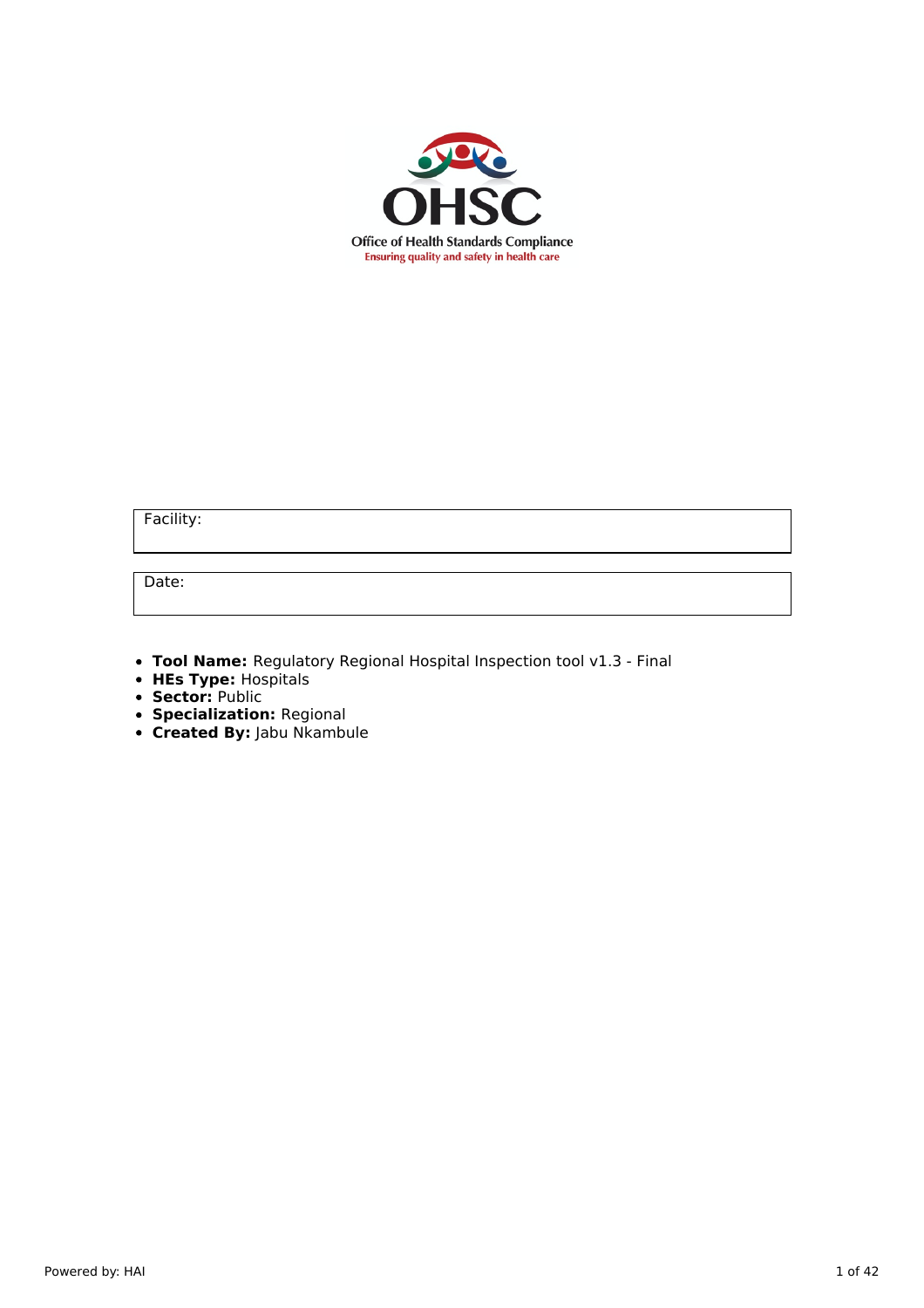OHSC

Office of Health Standards Compliance

Ensuring quality and safety in health care

| Facility: |
|---|

| Date: |
|---|

- **Tool Name:** Regulatory Regional Hospital Inspection tool v1.3 - Final
- **HEs Type:** Hospitals
- **Sector:** Public
- **Specialization:** Regional
- **Created By:** Jabu Nkambule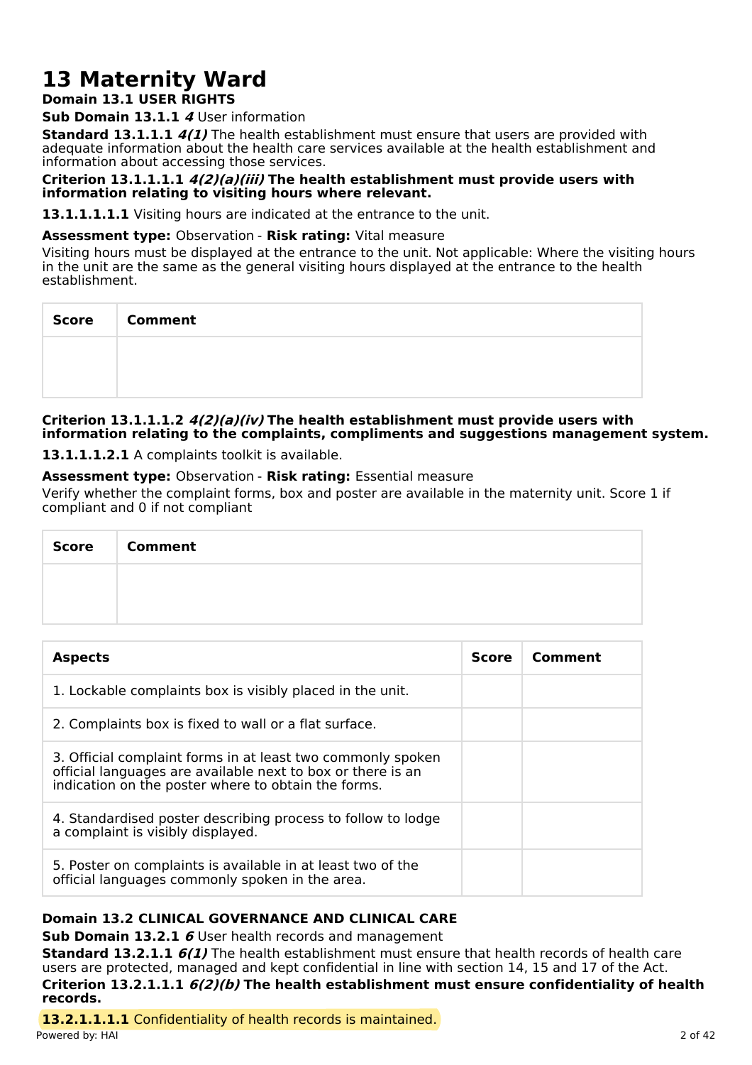# 13 Maternity Ward

**Domain 13.1 USER RIGHTS**

**Sub Domain 13.1.1** ***4*** User information

**Standard 13.1.1.1** ***4(1)*** The health establishment must ensure that users are provided with adequate information about the health care services available at the health establishment and information about accessing those services.

**Criterion 13.1.1.1.1** ***4(2)(a)(iii)*** **The health establishment must provide users with information relating to visiting hours where relevant.**

**13.1.1.1.1.1** Visiting hours are indicated at the entrance to the unit.

**Assessment type:** Observation - **Risk rating:** Vital measure

Visiting hours must be displayed at the entrance to the unit. Not applicable: Where the visiting hours in the unit are the same as the general visiting hours displayed at the entrance to the health establishment.

| Score | Comment |
| --- | --- |
| | |

**Criterion 13.1.1.1.2** ***4(2)(a)(iv)*** **The health establishment must provide users with information relating to the complaints, compliments and suggestions management system.**

**13.1.1.1.2.1** A complaints toolkit is available.

**Assessment type:** Observation - **Risk rating:** Essential measure

Verify whether the complaint forms, box and poster are available in the maternity unit. Score 1 if compliant and 0 if not compliant

| Score | Comment |
| --- | --- |
| | |

| Aspects | Score | Comment |
| --- | --- | --- |
| 1. Lockable complaints box is visibly placed in the unit. | | |
| 2. Complaints box is fixed to wall or a flat surface. | | |
| 3. Official complaint forms in at least two commonly spoken official languages are available next to box or there is an indication on the poster where to obtain the forms. | | |
| 4. Standardised poster describing process to follow to lodge a complaint is visibly displayed. | | |
| 5. Poster on complaints is available in at least two of the official languages commonly spoken in the area. | | |

**Domain 13.2 CLINICAL GOVERNANCE AND CLINICAL CARE**

**Sub Domain 13.2.1** ***6*** User health records and management

**Standard 13.2.1.1** ***6(1)*** The health establishment must ensure that health records of health care users are protected, managed and kept confidential in line with section 14, 15 and 17 of the Act.

**Criterion 13.2.1.1.1** ***6(2)(b)*** **The health establishment must ensure confidentiality of health records.**

**13.2.1.1.1.1** Confidentiality of health records is maintained.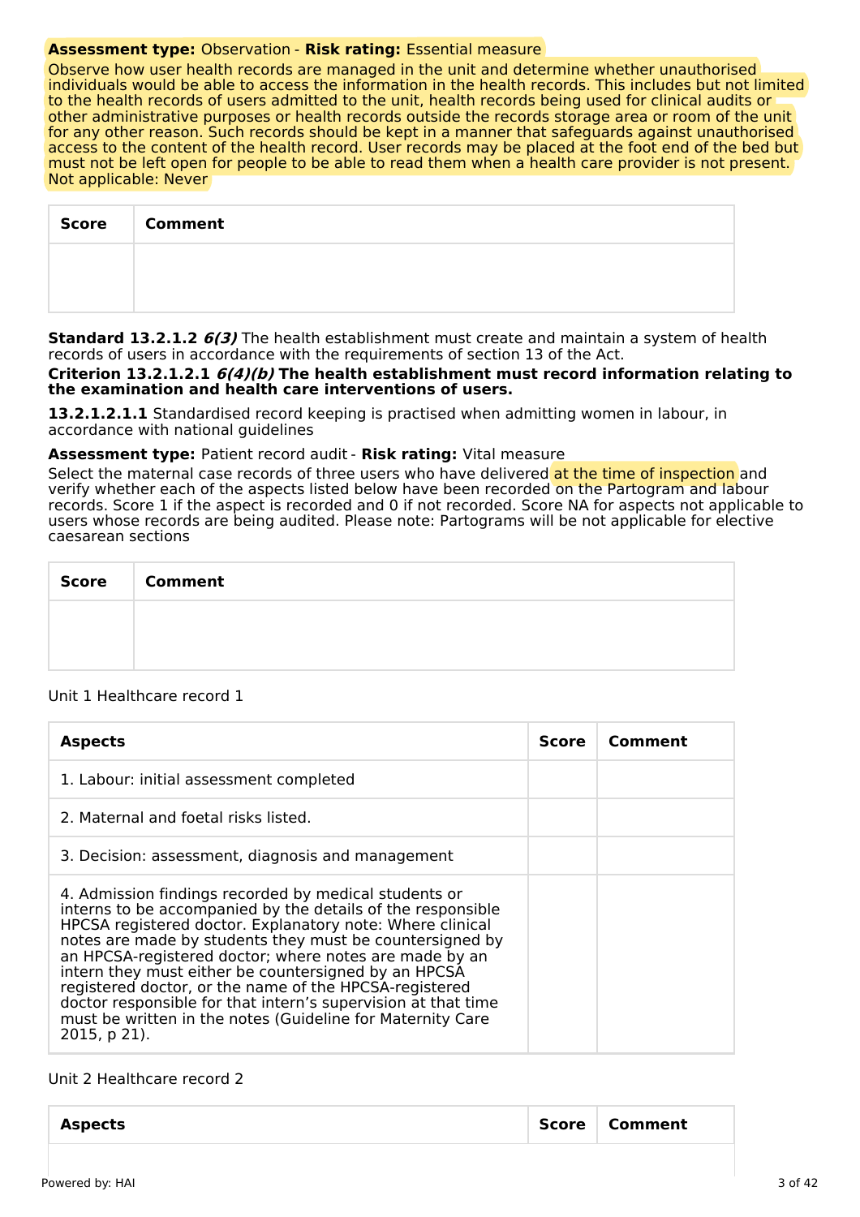**Assessment type:** Observation - **Risk rating:** Essential measure

Observe how user health records are managed in the unit and determine whether unauthorised individuals would be able to access the information in the health records. This includes but not limited to the health records of users admitted to the unit, health records being used for clinical audits or other administrative purposes or health records outside the records storage area or room of the unit for any other reason. Such records should be kept in a manner that safeguards against unauthorised access to the content of the health record. User records may be placed at the foot end of the bed but must not be left open for people to be able to read them when a health care provider is not present.
Not applicable: Never

| Score | Comment |
|---|---|
| | |

**Standard 13.2.1.2** ***6(3)*** The health establishment must create and maintain a system of health records of users in accordance with the requirements of section 13 of the Act.

**Criterion 13.2.1.2.1** ***6(4)(b)*** **The health establishment must record information relating to the examination and health care interventions of users.**

**13.2.1.2.1.1** Standardised record keeping is practised when admitting women in labour, in accordance with national guidelines

**Assessment type:** Patient record audit - **Risk rating:** Vital measure

Select the maternal case records of three users who have delivered at the time of inspection and verify whether each of the aspects listed below have been recorded on the Partogram and labour records. Score 1 if the aspect is recorded and 0 if not recorded. Score NA for aspects not applicable to users whose records are being audited. Please note: Partograms will be not applicable for elective caesarean sections

| Score | Comment |
|---|---|
| | |

Unit 1 Healthcare record 1

| Aspects | Score | Comment |
|---|---|---|
| 1. Labour: initial assessment completed | | |
| 2. Maternal and foetal risks listed. | | |
| 3. Decision: assessment, diagnosis and management | | |
| 4. Admission findings recorded by medical students or interns to be accompanied by the details of the responsible HPCSA registered doctor. Explanatory note: Where clinical notes are made by students they must be countersigned by an HPCSA-registered doctor; where notes are made by an intern they must either be countersigned by an HPCSA registered doctor, or the name of the HPCSA-registered doctor responsible for that intern's supervision at that time must be written in the notes (Guideline for Maternity Care 2015, p 21). | | |

Unit 2 Healthcare record 2

| Aspects | Score | Comment |
|---|---|---|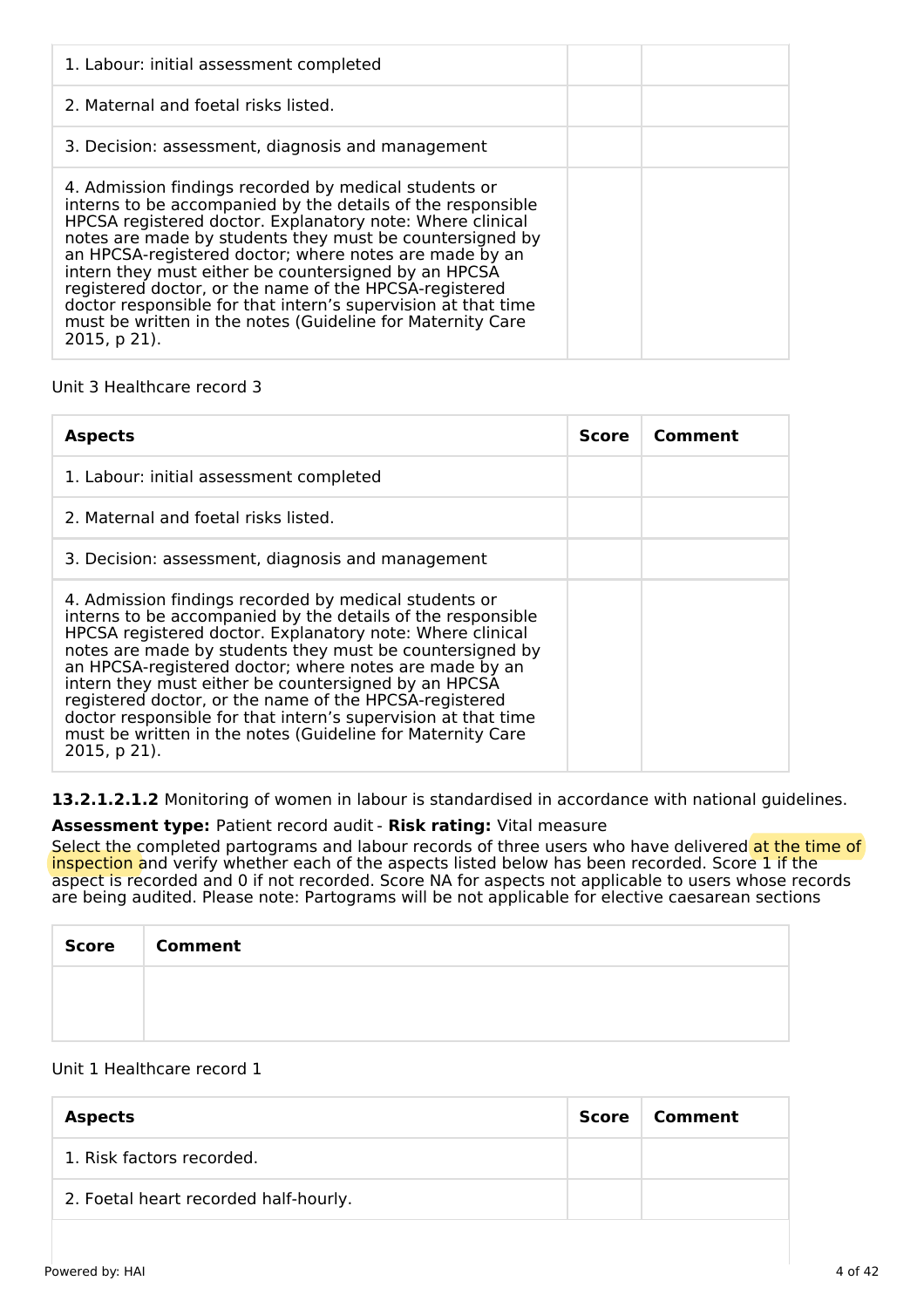| | | |
|---|---|---|
| 1. Labour: initial assessment completed | | |
| 2. Maternal and foetal risks listed. | | |
| 3. Decision: assessment, diagnosis and management | | |
| 4. Admission findings recorded by medical students or interns to be accompanied by the details of the responsible HPCSA registered doctor. Explanatory note: Where clinical notes are made by students they must be countersigned by an HPCSA-registered doctor; where notes are made by an intern they must either be countersigned by an HPCSA registered doctor, or the name of the HPCSA-registered doctor responsible for that intern's supervision at that time must be written in the notes (Guideline for Maternity Care 2015, p 21). | | |

Unit 3 Healthcare record 3

| Aspects | Score | Comment |
|---|---|---|
| 1. Labour: initial assessment completed | | |
| 2. Maternal and foetal risks listed. | | |
| 3. Decision: assessment, diagnosis and management | | |
| 4. Admission findings recorded by medical students or interns to be accompanied by the details of the responsible HPCSA registered doctor. Explanatory note: Where clinical notes are made by students they must be countersigned by an HPCSA-registered doctor; where notes are made by an intern they must either be countersigned by an HPCSA registered doctor, or the name of the HPCSA-registered doctor responsible for that intern's supervision at that time must be written in the notes (Guideline for Maternity Care 2015, p 21). | | |

**13.2.1.2.1.2** Monitoring of women in labour is standardised in accordance with national guidelines.

**Assessment type:** Patient record audit - **Risk rating:** Vital measure

Select the completed partograms and labour records of three users who have delivered at the time of inspection and verify whether each of the aspects listed below has been recorded. Score 1 if the aspect is recorded and 0 if not recorded. Score NA for aspects not applicable to users whose records are being audited. Please note: Partograms will be not applicable for elective caesarean sections

| Score | Comment |
|---|---|
| | |

Unit 1 Healthcare record 1

| Aspects | Score | Comment |
|---|---|---|
| 1. Risk factors recorded. | | |
| 2. Foetal heart recorded half-hourly. | | |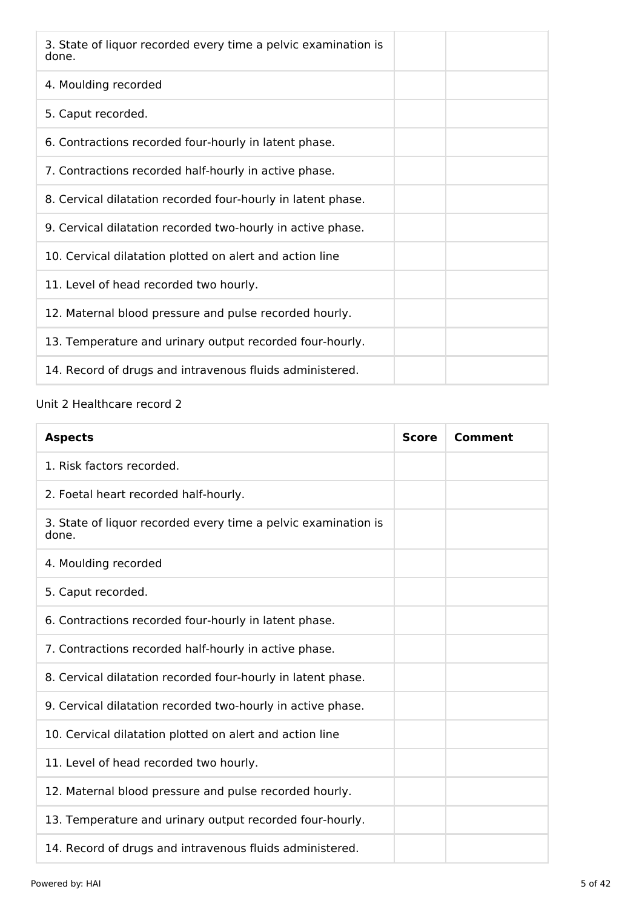| | | |
|---|---|---|
| 3. State of liquor recorded every time a pelvic examination is done. | | |
| 4. Moulding recorded | | |
| 5. Caput recorded. | | |
| 6. Contractions recorded four-hourly in latent phase. | | |
| 7. Contractions recorded half-hourly in active phase. | | |
| 8. Cervical dilatation recorded four-hourly in latent phase. | | |
| 9. Cervical dilatation recorded two-hourly in active phase. | | |
| 10. Cervical dilatation plotted on alert and action line | | |
| 11. Level of head recorded two hourly. | | |
| 12. Maternal blood pressure and pulse recorded hourly. | | |
| 13. Temperature and urinary output recorded four-hourly. | | |
| 14. Record of drugs and intravenous fluids administered. | | |

Unit 2 Healthcare record 2

| **Aspects** | **Score** | **Comment** |
|---|---|---|
| 1. Risk factors recorded. | | |
| 2. Foetal heart recorded half-hourly. | | |
| 3. State of liquor recorded every time a pelvic examination is done. | | |
| 4. Moulding recorded | | |
| 5. Caput recorded. | | |
| 6. Contractions recorded four-hourly in latent phase. | | |
| 7. Contractions recorded half-hourly in active phase. | | |
| 8. Cervical dilatation recorded four-hourly in latent phase. | | |
| 9. Cervical dilatation recorded two-hourly in active phase. | | |
| 10. Cervical dilatation plotted on alert and action line | | |
| 11. Level of head recorded two hourly. | | |
| 12. Maternal blood pressure and pulse recorded hourly. | | |
| 13. Temperature and urinary output recorded four-hourly. | | |
| 14. Record of drugs and intravenous fluids administered. | | |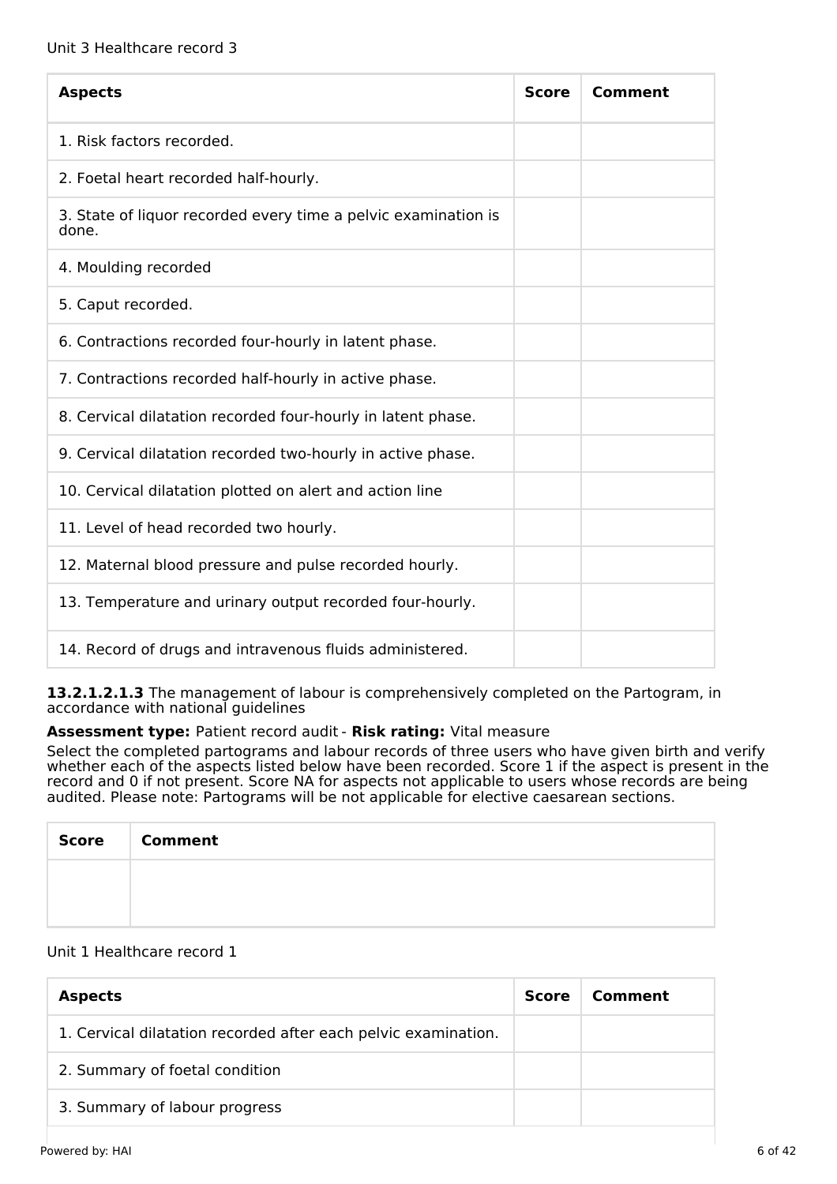Unit 3 Healthcare record 3

| Aspects | Score | Comment |
| --- | --- | --- |
| 1. Risk factors recorded. | | |
| 2. Foetal heart recorded half-hourly. | | |
| 3. State of liquor recorded every time a pelvic examination is done. | | |
| 4. Moulding recorded | | |
| 5. Caput recorded. | | |
| 6. Contractions recorded four-hourly in latent phase. | | |
| 7. Contractions recorded half-hourly in active phase. | | |
| 8. Cervical dilatation recorded four-hourly in latent phase. | | |
| 9. Cervical dilatation recorded two-hourly in active phase. | | |
| 10. Cervical dilatation plotted on alert and action line | | |
| 11. Level of head recorded two hourly. | | |
| 12. Maternal blood pressure and pulse recorded hourly. | | |
| 13. Temperature and urinary output recorded four-hourly. | | |
| 14. Record of drugs and intravenous fluids administered. | | |

**13.2.1.2.1.3** The management of labour is comprehensively completed on the Partogram, in accordance with national guidelines

**Assessment type:** Patient record audit - **Risk rating:** Vital measure

Select the completed partograms and labour records of three users who have given birth and verify whether each of the aspects listed below have been recorded. Score 1 if the aspect is present in the record and 0 if not present. Score NA for aspects not applicable to users whose records are being audited. Please note: Partograms will be not applicable for elective caesarean sections.

| Score | Comment |
| --- | --- |
| | |

Unit 1 Healthcare record 1

| Aspects | Score | Comment |
| --- | --- | --- |
| 1. Cervical dilatation recorded after each pelvic examination. | | |
| 2. Summary of foetal condition | | |
| 3. Summary of labour progress | | |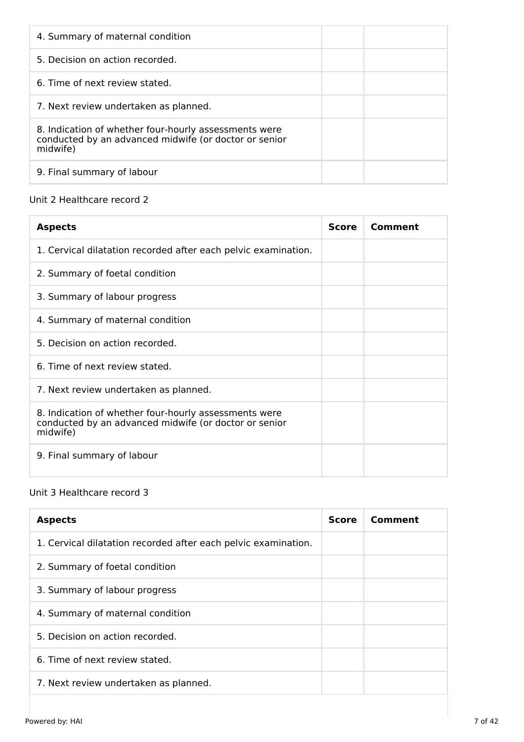| | | |
|---|---|---|
| 4. Summary of maternal condition | | |
| 5. Decision on action recorded. | | |
| 6. Time of next review stated. | | |
| 7. Next review undertaken as planned. | | |
| 8. Indication of whether four-hourly assessments were conducted by an advanced midwife (or doctor or senior midwife) | | |
| 9. Final summary of labour | | |

Unit 2 Healthcare record 2

| Aspects | Score | Comment |
|---|---|---|
| 1. Cervical dilatation recorded after each pelvic examination. | | |
| 2. Summary of foetal condition | | |
| 3. Summary of labour progress | | |
| 4. Summary of maternal condition | | |
| 5. Decision on action recorded. | | |
| 6. Time of next review stated. | | |
| 7. Next review undertaken as planned. | | |
| 8. Indication of whether four-hourly assessments were conducted by an advanced midwife (or doctor or senior midwife) | | |
| 9. Final summary of labour | | |

Unit 3 Healthcare record 3

| Aspects | Score | Comment |
|---|---|---|
| 1. Cervical dilatation recorded after each pelvic examination. | | |
| 2. Summary of foetal condition | | |
| 3. Summary of labour progress | | |
| 4. Summary of maternal condition | | |
| 5. Decision on action recorded. | | |
| 6. Time of next review stated. | | |
| 7. Next review undertaken as planned. | | |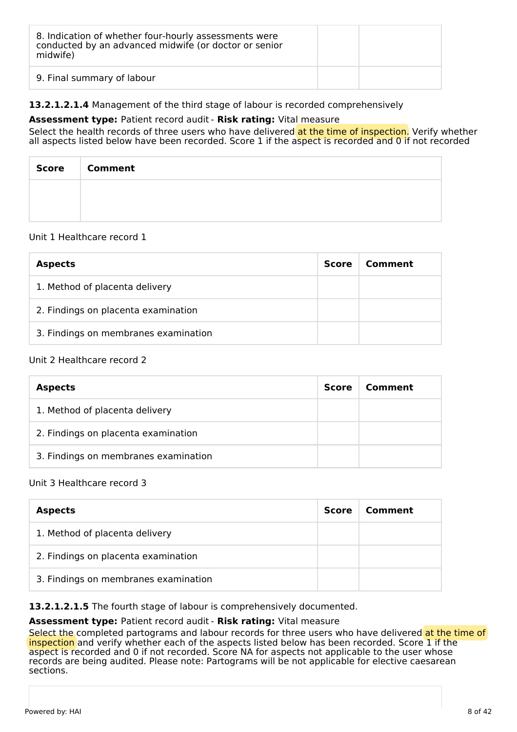| | | |
|---|---|---|
| 8. Indication of whether four-hourly assessments were conducted by an advanced midwife (or doctor or senior midwife) | | |
| 9. Final summary of labour | | |

**13.2.1.2.1.4** Management of the third stage of labour is recorded comprehensively

**Assessment type:** Patient record audit - **Risk rating:** Vital measure

Select the health records of three users who have delivered at the time of inspection. Verify whether all aspects listed below have been recorded. Score 1 if the aspect is recorded and 0 if not recorded

| Score | Comment |
|---|---|
| | |

Unit 1 Healthcare record 1

| Aspects | Score | Comment |
|---|---|---|
| 1. Method of placenta delivery | | |
| 2. Findings on placenta examination | | |
| 3. Findings on membranes examination | | |

Unit 2 Healthcare record 2

| Aspects | Score | Comment |
|---|---|---|
| 1. Method of placenta delivery | | |
| 2. Findings on placenta examination | | |
| 3. Findings on membranes examination | | |

Unit 3 Healthcare record 3

| Aspects | Score | Comment |
|---|---|---|
| 1. Method of placenta delivery | | |
| 2. Findings on placenta examination | | |
| 3. Findings on membranes examination | | |

**13.2.1.2.1.5** The fourth stage of labour is comprehensively documented.

**Assessment type:** Patient record audit - **Risk rating:** Vital measure

Select the completed partograms and labour records for three users who have delivered at the time of inspection and verify whether each of the aspects listed below has been recorded. Score 1 if the aspect is recorded and 0 if not recorded. Score NA for aspects not applicable to the user whose records are being audited. Please note: Partograms will be not applicable for elective caesarean sections.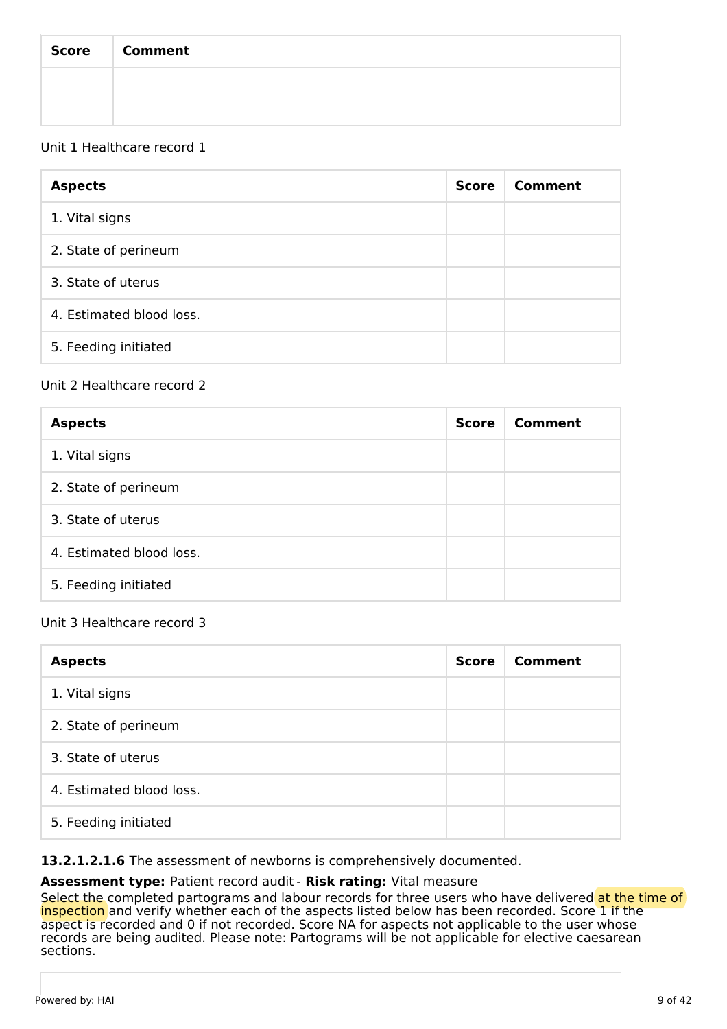| Score | Comment |
| --- | --- |
| | |

Unit 1 Healthcare record 1

| Aspects | Score | Comment |
| --- | --- | --- |
| 1. Vital signs | | |
| 2. State of perineum | | |
| 3. State of uterus | | |
| 4. Estimated blood loss. | | |
| 5. Feeding initiated | | |

Unit 2 Healthcare record 2

| Aspects | Score | Comment |
| --- | --- | --- |
| 1. Vital signs | | |
| 2. State of perineum | | |
| 3. State of uterus | | |
| 4. Estimated blood loss. | | |
| 5. Feeding initiated | | |

Unit 3 Healthcare record 3

| Aspects | Score | Comment |
| --- | --- | --- |
| 1. Vital signs | | |
| 2. State of perineum | | |
| 3. State of uterus | | |
| 4. Estimated blood loss. | | |
| 5. Feeding initiated | | |

**13.2.1.2.1.6** The assessment of newborns is comprehensively documented.

**Assessment type:** Patient record audit - **Risk rating:** Vital measure

Select the completed partograms and labour records for three users who have delivered at the time of inspection and verify whether each of the aspects listed below has been recorded. Score 1 if the aspect is recorded and 0 if not recorded. Score NA for aspects not applicable to the user whose records are being audited. Please note: Partograms will be not applicable for elective caesarean sections.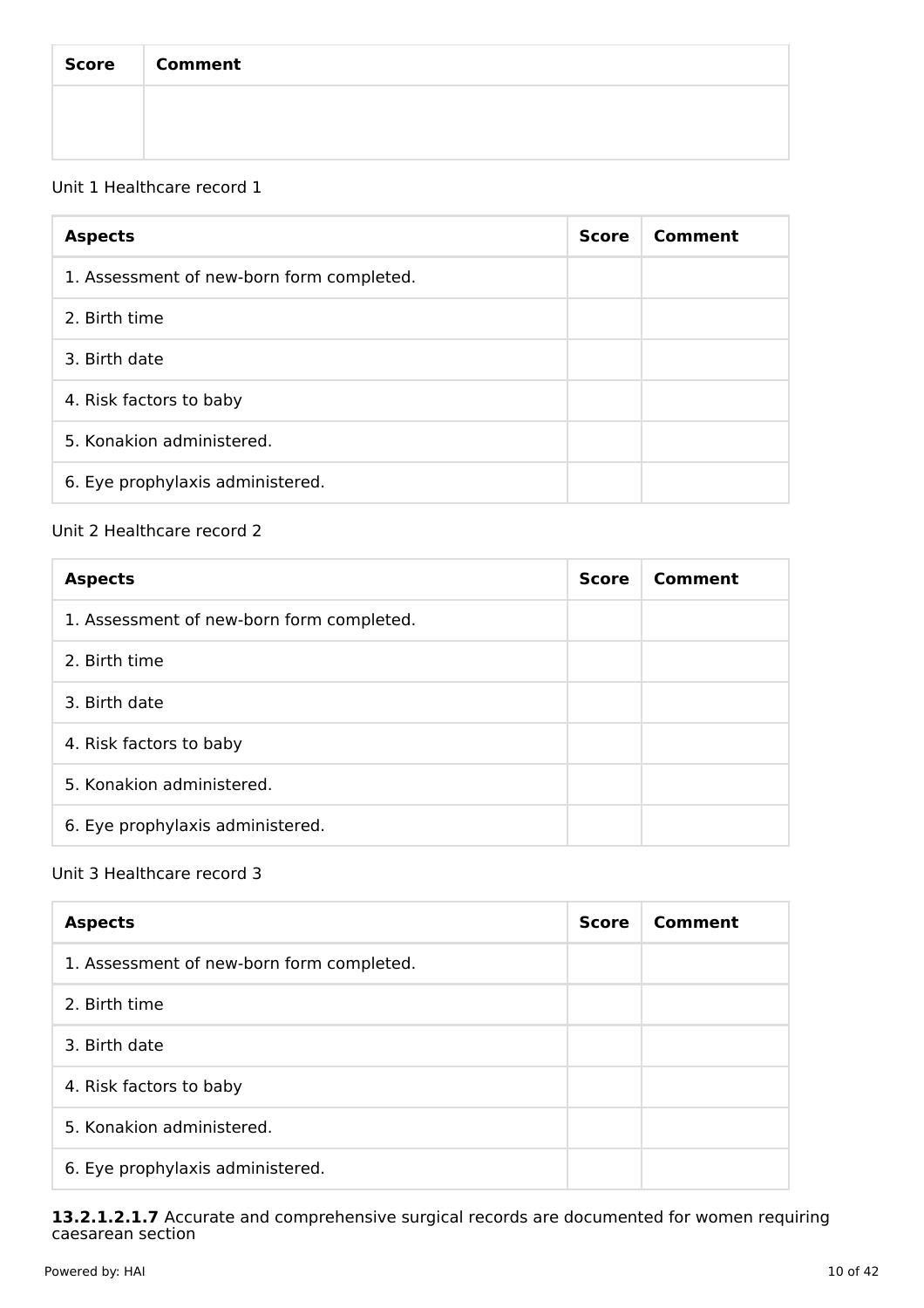| Score | Comment |
| --- | --- |
| | |

Unit 1 Healthcare record 1

| Aspects | Score | Comment |
| --- | --- | --- |
| 1. Assessment of new-born form completed. | | |
| 2. Birth time | | |
| 3. Birth date | | |
| 4. Risk factors to baby | | |
| 5. Konakion administered. | | |
| 6. Eye prophylaxis administered. | | |

Unit 2 Healthcare record 2

| Aspects | Score | Comment |
| --- | --- | --- |
| 1. Assessment of new-born form completed. | | |
| 2. Birth time | | |
| 3. Birth date | | |
| 4. Risk factors to baby | | |
| 5. Konakion administered. | | |
| 6. Eye prophylaxis administered. | | |

Unit 3 Healthcare record 3

| Aspects | Score | Comment |
| --- | --- | --- |
| 1. Assessment of new-born form completed. | | |
| 2. Birth time | | |
| 3. Birth date | | |
| 4. Risk factors to baby | | |
| 5. Konakion administered. | | |
| 6. Eye prophylaxis administered. | | |

**13.2.1.2.1.7** Accurate and comprehensive surgical records are documented for women requiring caesarean section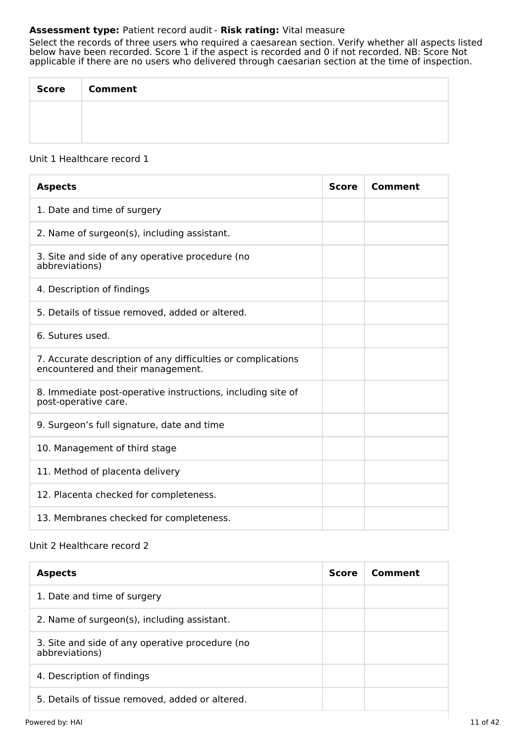**Assessment type:** Patient record audit - **Risk rating:** Vital measure

Select the records of three users who required a caesarean section. Verify whether all aspects listed below have been recorded. Score 1 if the aspect is recorded and 0 if not recorded. NB: Score Not applicable if there are no users who delivered through caesarian section at the time of inspection.

| Score | Comment |
| --- | --- |
| | |

Unit 1 Healthcare record 1

| Aspects | Score | Comment |
| --- | --- | --- |
| 1. Date and time of surgery | | |
| 2. Name of surgeon(s), including assistant. | | |
| 3. Site and side of any operative procedure (no abbreviations) | | |
| 4. Description of findings | | |
| 5. Details of tissue removed, added or altered. | | |
| 6. Sutures used. | | |
| 7. Accurate description of any difficulties or complications encountered and their management. | | |
| 8. Immediate post-operative instructions, including site of post-operative care. | | |
| 9. Surgeon’s full signature, date and time | | |
| 10. Management of third stage | | |
| 11. Method of placenta delivery | | |
| 12. Placenta checked for completeness. | | |
| 13. Membranes checked for completeness. | | |

Unit 2 Healthcare record 2

| Aspects | Score | Comment |
| --- | --- | --- |
| 1. Date and time of surgery | | |
| 2. Name of surgeon(s), including assistant. | | |
| 3. Site and side of any operative procedure (no abbreviations) | | |
| 4. Description of findings | | |
| 5. Details of tissue removed, added or altered. | | |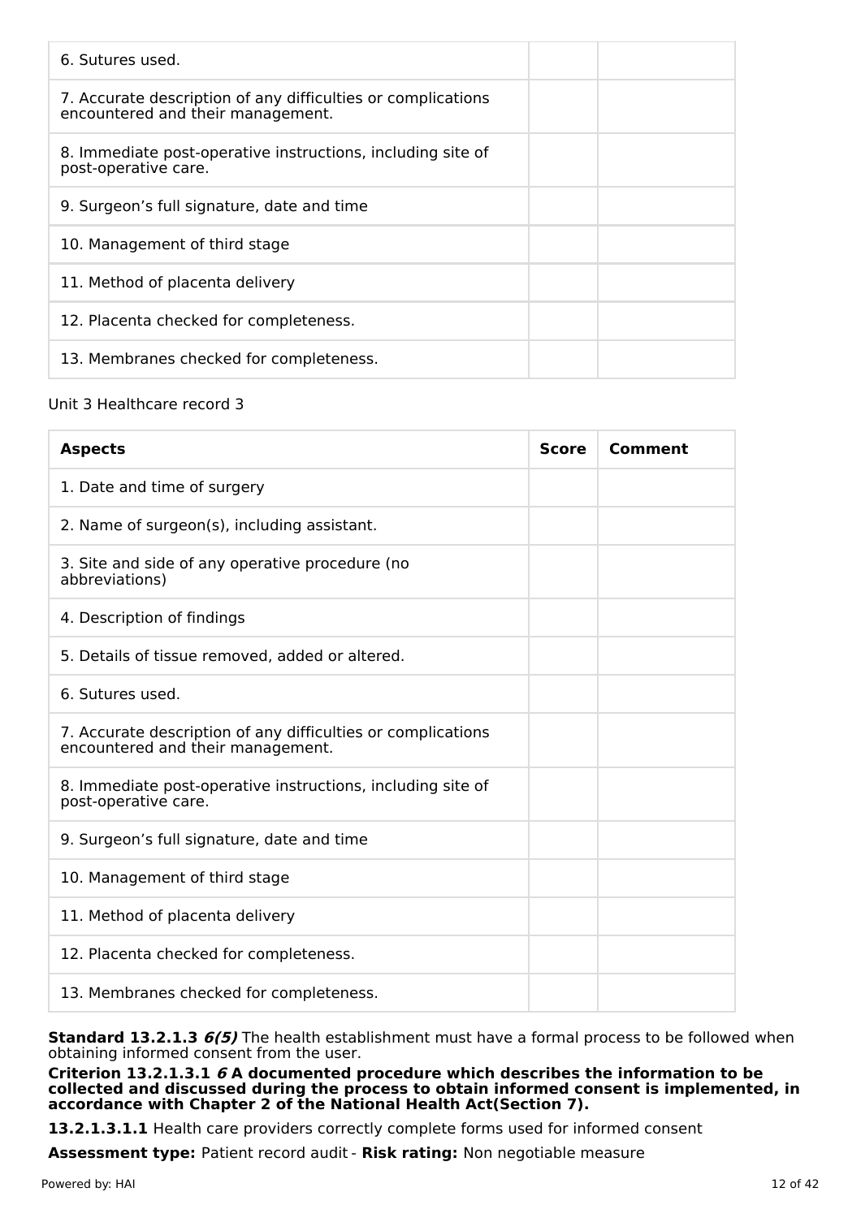| | | |
|---|---|---|
| 6. Sutures used. | | |
| 7. Accurate description of any difficulties or complications encountered and their management. | | |
| 8. Immediate post-operative instructions, including site of post-operative care. | | |
| 9. Surgeon's full signature, date and time | | |
| 10. Management of third stage | | |
| 11. Method of placenta delivery | | |
| 12. Placenta checked for completeness. | | |
| 13. Membranes checked for completeness. | | |

Unit 3 Healthcare record 3

| Aspects | Score | Comment |
|---|---|---|
| 1. Date and time of surgery | | |
| 2. Name of surgeon(s), including assistant. | | |
| 3. Site and side of any operative procedure (no abbreviations) | | |
| 4. Description of findings | | |
| 5. Details of tissue removed, added or altered. | | |
| 6. Sutures used. | | |
| 7. Accurate description of any difficulties or complications encountered and their management. | | |
| 8. Immediate post-operative instructions, including site of post-operative care. | | |
| 9. Surgeon's full signature, date and time | | |
| 10. Management of third stage | | |
| 11. Method of placenta delivery | | |
| 12. Placenta checked for completeness. | | |
| 13. Membranes checked for completeness. | | |

**Standard 13.2.1.3 *6(5)*** The health establishment must have a formal process to be followed when obtaining informed consent from the user.

**Criterion 13.2.1.3.1 *6* A documented procedure which describes the information to be collected and discussed during the process to obtain informed consent is implemented, in accordance with Chapter 2 of the National Health Act(Section 7).**

**13.2.1.3.1.1** Health care providers correctly complete forms used for informed consent

**Assessment type:** Patient record audit - **Risk rating:** Non negotiable measure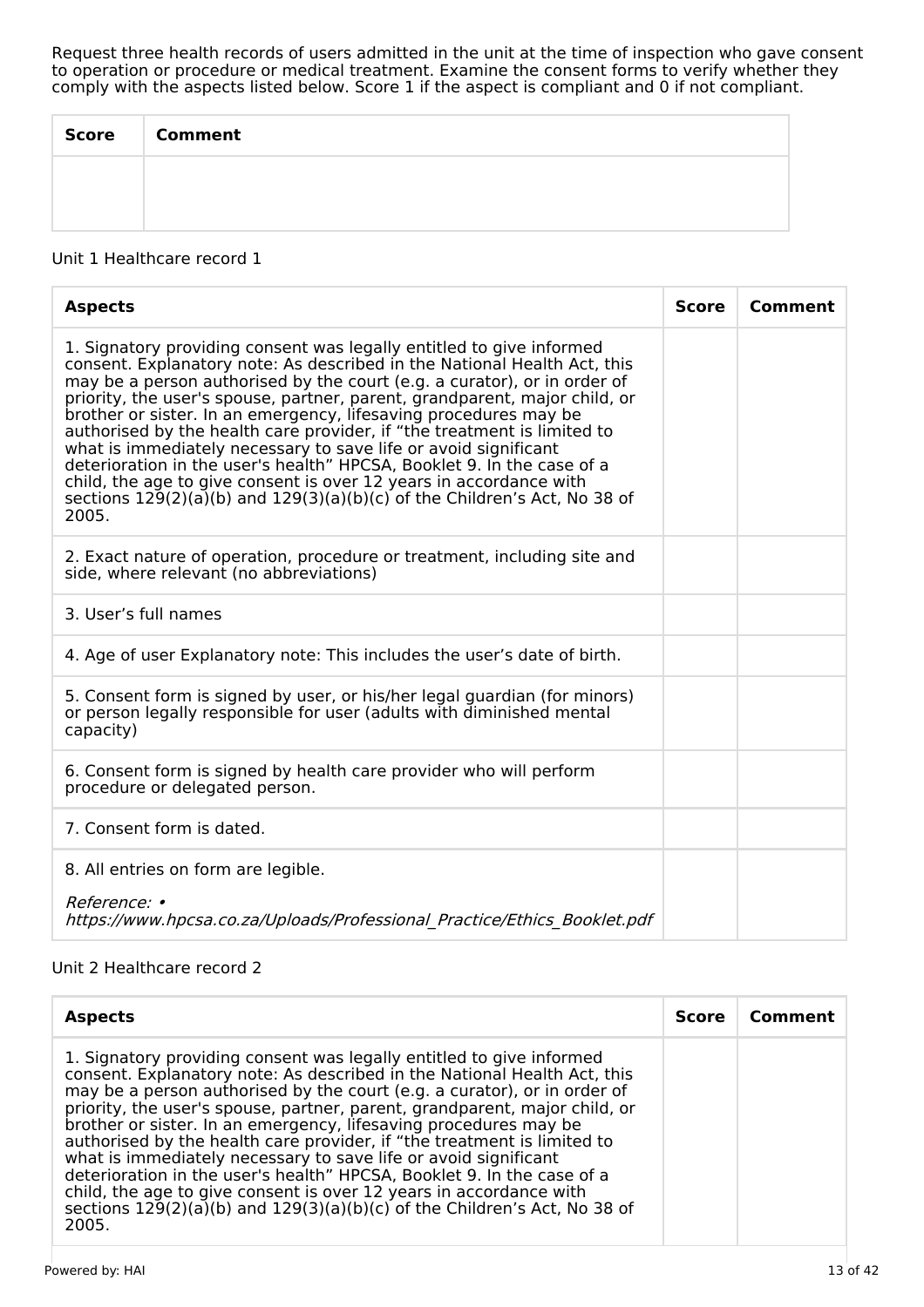Request three health records of users admitted in the unit at the time of inspection who gave consent to operation or procedure or medical treatment. Examine the consent forms to verify whether they comply with the aspects listed below. Score 1 if the aspect is compliant and 0 if not compliant.

| Score | Comment |
| --- | --- |
| | |

Unit 1 Healthcare record 1

| Aspects | Score | Comment |
| --- | --- | --- |
| 1. Signatory providing consent was legally entitled to give informed consent. Explanatory note: As described in the National Health Act, this may be a person authorised by the court (e.g. a curator), or in order of priority, the user's spouse, partner, parent, grandparent, major child, or brother or sister. In an emergency, lifesaving procedures may be authorised by the health care provider, if "the treatment is limited to what is immediately necessary to save life or avoid significant deterioration in the user's health" HPCSA, Booklet 9. In the case of a child, the age to give consent is over 12 years in accordance with sections 129(2)(a)(b) and 129(3)(a)(b)(c) of the Children's Act, No 38 of 2005. | | |
| 2. Exact nature of operation, procedure or treatment, including site and side, where relevant (no abbreviations) | | |
| 3. User's full names | | |
| 4. Age of user Explanatory note: This includes the user's date of birth. | | |
| 5. Consent form is signed by user, or his/her legal guardian (for minors) or person legally responsible for user (adults with diminished mental capacity) | | |
| 6. Consent form is signed by health care provider who will perform procedure or delegated person. | | |
| 7. Consent form is dated. | | |
| 8. All entries on form are legible. *Reference: • https://www.hpcsa.co.za/Uploads/Professional_Practice/Ethics_Booklet.pdf* | | |

Unit 2 Healthcare record 2

| Aspects | Score | Comment |
| --- | --- | --- |
| 1. Signatory providing consent was legally entitled to give informed consent. Explanatory note: As described in the National Health Act, this may be a person authorised by the court (e.g. a curator), or in order of priority, the user's spouse, partner, parent, grandparent, major child, or brother or sister. In an emergency, lifesaving procedures may be authorised by the health care provider, if "the treatment is limited to what is immediately necessary to save life or avoid significant deterioration in the user's health" HPCSA, Booklet 9. In the case of a child, the age to give consent is over 12 years in accordance with sections 129(2)(a)(b) and 129(3)(a)(b)(c) of the Children's Act, No 38 of 2005. | | |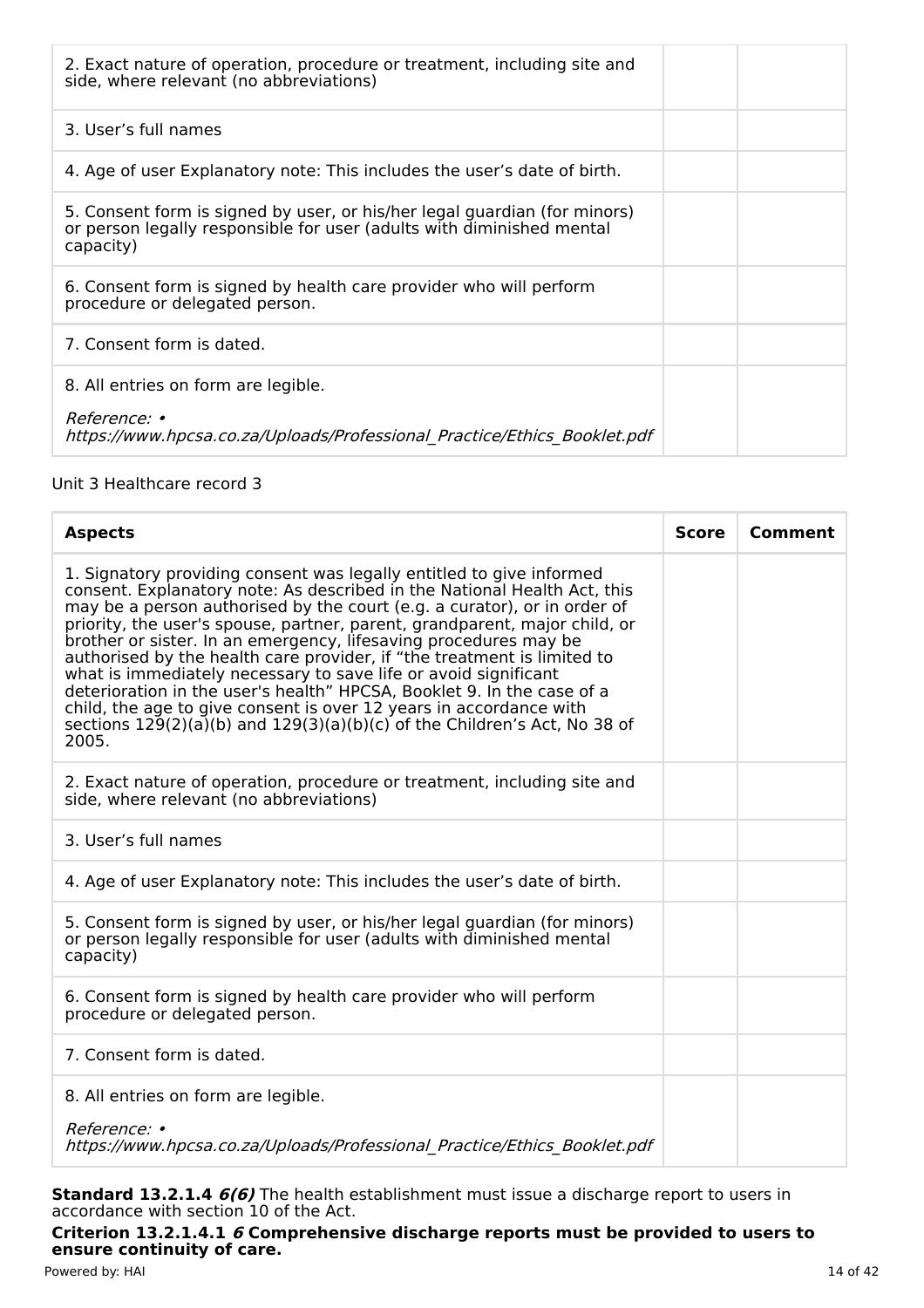| 2. Exact nature of operation, procedure or treatment, including site and side, where relevant (no abbreviations) | | |
|---|---|---|
| 3. User's full names | | |
| 4. Age of user Explanatory note: This includes the user's date of birth. | | |
| 5. Consent form is signed by user, or his/her legal guardian (for minors) or person legally responsible for user (adults with diminished mental capacity) | | |
| 6. Consent form is signed by health care provider who will perform procedure or delegated person. | | |
| 7. Consent form is dated. | | |
| 8. All entries on form are legible.<br><br>*Reference: • https://www.hpcsa.co.za/Uploads/Professional_Practice/Ethics_Booklet.pdf* | | |

Unit 3 Healthcare record 3

| **Aspects** | **Score** | **Comment** |
|---|---|---|
| 1. Signatory providing consent was legally entitled to give informed consent. Explanatory note: As described in the National Health Act, this may be a person authorised by the court (e.g. a curator), or in order of priority, the user's spouse, partner, parent, grandparent, major child, or brother or sister. In an emergency, lifesaving procedures may be authorised by the health care provider, if "the treatment is limited to what is immediately necessary to save life or avoid significant deterioration in the user's health" HPCSA, Booklet 9. In the case of a child, the age to give consent is over 12 years in accordance with sections 129(2)(a)(b) and 129(3)(a)(b)(c) of the Children's Act, No 38 of 2005. | | |
| 2. Exact nature of operation, procedure or treatment, including site and side, where relevant (no abbreviations) | | |
| 3. User's full names | | |
| 4. Age of user Explanatory note: This includes the user's date of birth. | | |
| 5. Consent form is signed by user, or his/her legal guardian (for minors) or person legally responsible for user (adults with diminished mental capacity) | | |
| 6. Consent form is signed by health care provider who will perform procedure or delegated person. | | |
| 7. Consent form is dated. | | |
| 8. All entries on form are legible.<br><br>*Reference: • https://www.hpcsa.co.za/Uploads/Professional_Practice/Ethics_Booklet.pdf* | | |

**Standard 13.2.1.4** ***6(6)*** The health establishment must issue a discharge report to users in accordance with section 10 of the Act.

**Criterion 13.2.1.4.1** ***6*** **Comprehensive discharge reports must be provided to users to ensure continuity of care.**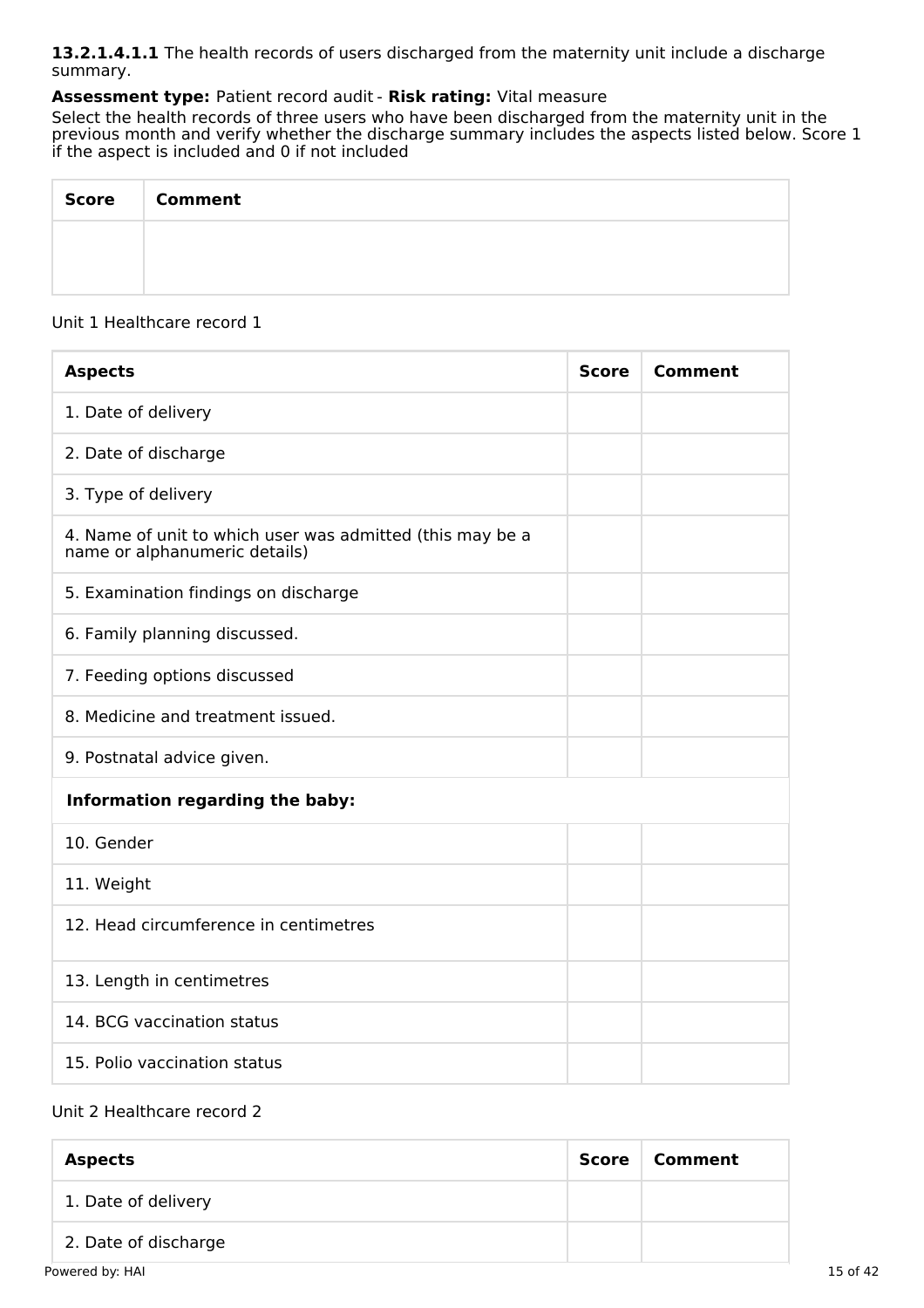**13.2.1.4.1.1** The health records of users discharged from the maternity unit include a discharge summary.

**Assessment type:** Patient record audit - **Risk rating:** Vital measure

Select the health records of three users who have been discharged from the maternity unit in the previous month and verify whether the discharge summary includes the aspects listed below. Score 1 if the aspect is included and 0 if not included

| Score | Comment |
|---|---|
| | |

Unit 1 Healthcare record 1

| Aspects | Score | Comment |
|---|---|---|
| 1. Date of delivery | | |
| 2. Date of discharge | | |
| 3. Type of delivery | | |
| 4. Name of unit to which user was admitted (this may be a name or alphanumeric details) | | |
| 5. Examination findings on discharge | | |
| 6. Family planning discussed. | | |
| 7. Feeding options discussed | | |
| 8. Medicine and treatment issued. | | |
| 9. Postnatal advice given. | | |
| **Information regarding the baby:** | | |
| 10. Gender | | |
| 11. Weight | | |
| 12. Head circumference in centimetres | | |
| 13. Length in centimetres | | |
| 14. BCG vaccination status | | |
| 15. Polio vaccination status | | |

Unit 2 Healthcare record 2

| Aspects | Score | Comment |
|---|---|---|
| 1. Date of delivery | | |
| 2. Date of discharge | | |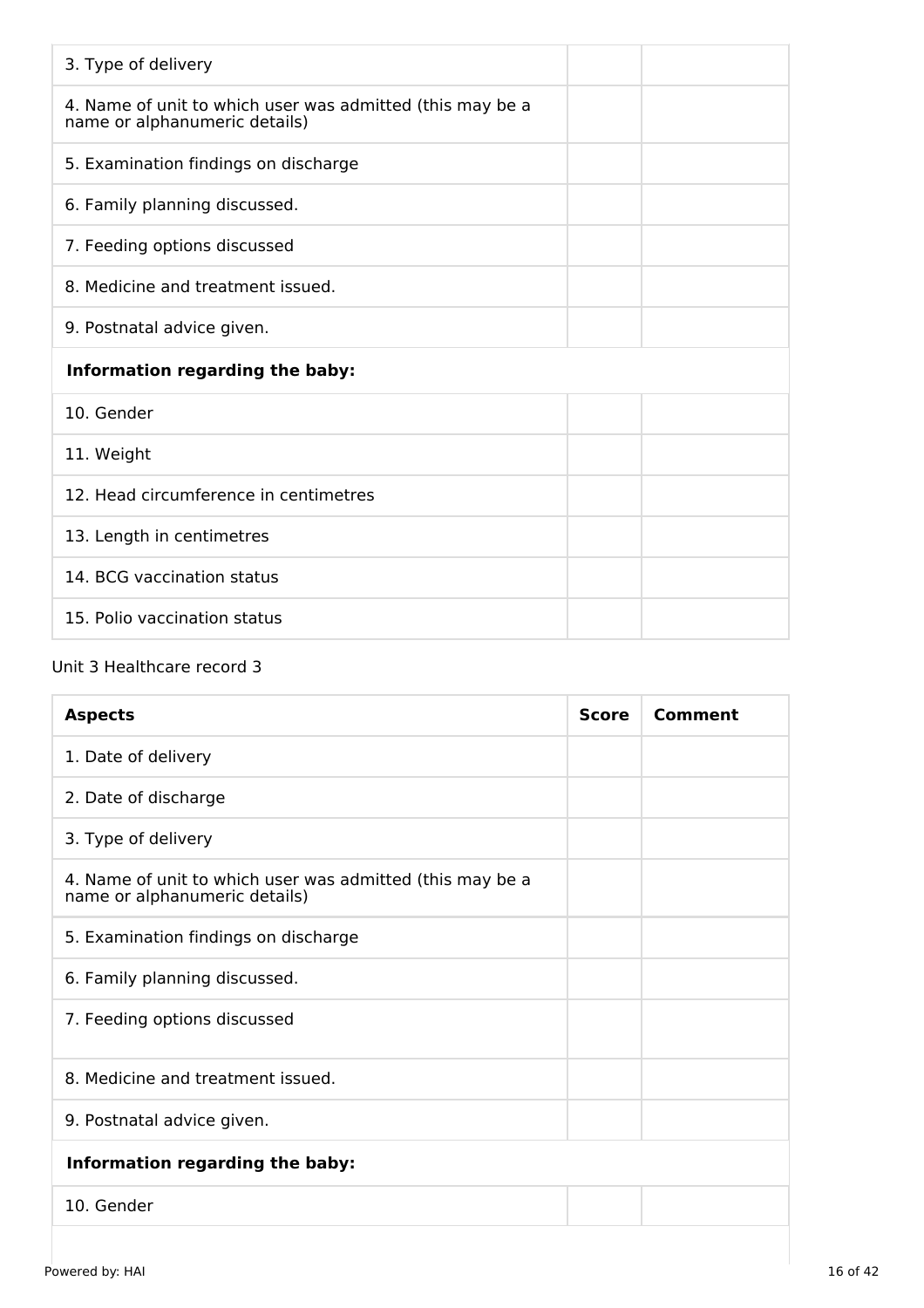| | | |
|---|---|---|
| 3. Type of delivery | | |
| 4. Name of unit to which user was admitted (this may be a name or alphanumeric details) | | |
| 5. Examination findings on discharge | | |
| 6. Family planning discussed. | | |
| 7. Feeding options discussed | | |
| 8. Medicine and treatment issued. | | |
| 9. Postnatal advice given. | | |
| **Information regarding the baby:** | | |
| 10. Gender | | |
| 11. Weight | | |
| 12. Head circumference in centimetres | | |
| 13. Length in centimetres | | |
| 14. BCG vaccination status | | |
| 15. Polio vaccination status | | |

Unit 3 Healthcare record 3

| Aspects | Score | Comment |
|---|---|---|
| 1. Date of delivery | | |
| 2. Date of discharge | | |
| 3. Type of delivery | | |
| 4. Name of unit to which user was admitted (this may be a name or alphanumeric details) | | |
| 5. Examination findings on discharge | | |
| 6. Family planning discussed. | | |
| 7. Feeding options discussed | | |
| 8. Medicine and treatment issued. | | |
| 9. Postnatal advice given. | | |
| **Information regarding the baby:** | | |
| 10. Gender | | |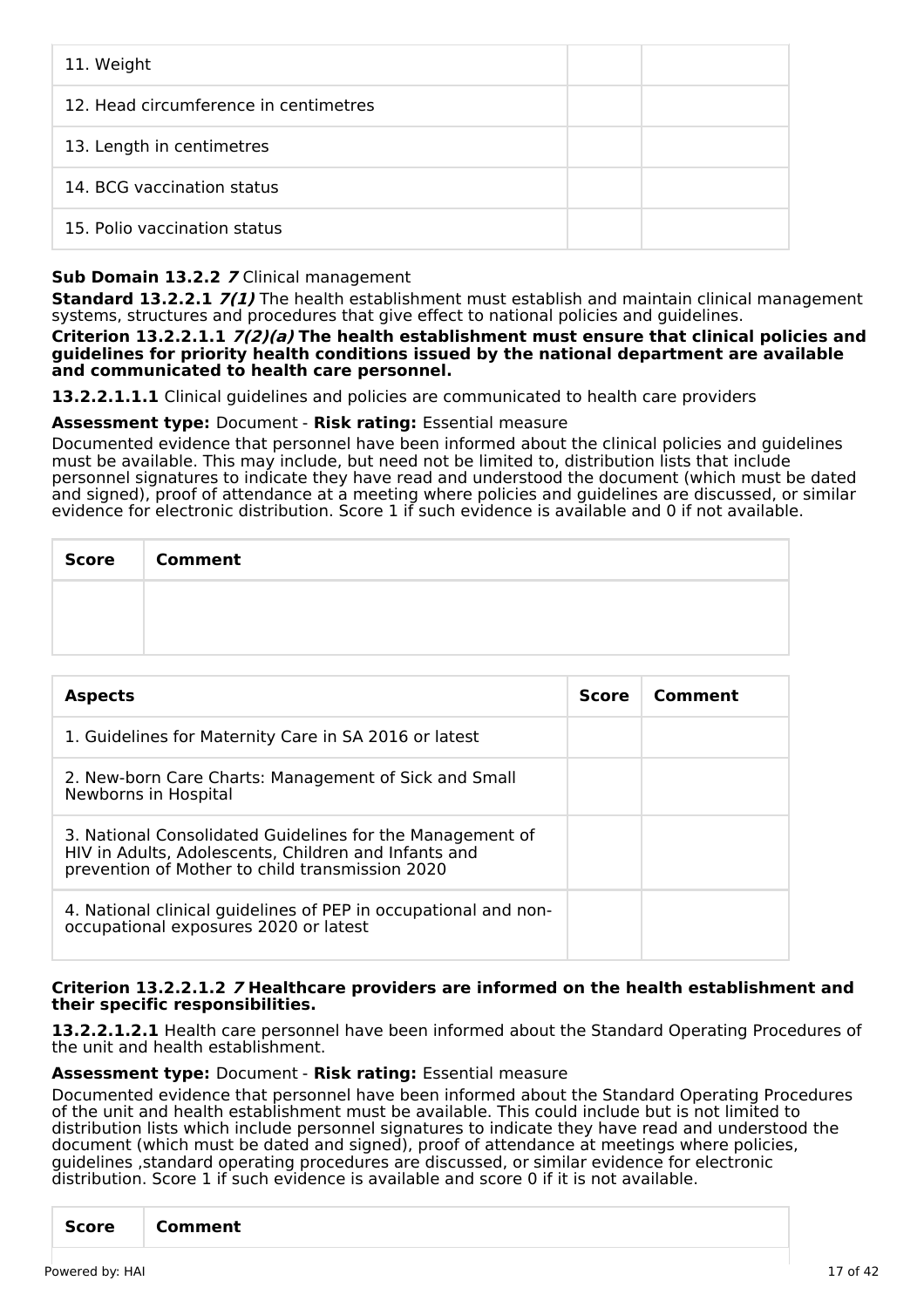| 11. Weight | | |
|---|---|---|
| 12. Head circumference in centimetres | | |
| 13. Length in centimetres | | |
| 14. BCG vaccination status | | |
| 15. Polio vaccination status | | |

**Sub Domain 13.2.2** ***7*** Clinical management

**Standard 13.2.2.1** ***7(1)*** The health establishment must establish and maintain clinical management systems, structures and procedures that give effect to national policies and guidelines.

**Criterion 13.2.2.1.1** ***7(2)(a)*** **The health establishment must ensure that clinical policies and guidelines for priority health conditions issued by the national department are available and communicated to health care personnel.**

**13.2.2.1.1.1** Clinical guidelines and policies are communicated to health care providers

**Assessment type:** Document - **Risk rating:** Essential measure

Documented evidence that personnel have been informed about the clinical policies and guidelines must be available. This may include, but need not be limited to, distribution lists that include personnel signatures to indicate they have read and understood the document (which must be dated and signed), proof of attendance at a meeting where policies and guidelines are discussed, or similar evidence for electronic distribution. Score 1 if such evidence is available and 0 if not available.

| Score | Comment |
|---|---|
| | |

| Aspects | Score | Comment |
|---|---|---|
| 1. Guidelines for Maternity Care in SA 2016 or latest | | |
| 2. New-born Care Charts: Management of Sick and Small Newborns in Hospital | | |
| 3. National Consolidated Guidelines for the Management of HIV in Adults, Adolescents, Children and Infants and prevention of Mother to child transmission 2020 | | |
| 4. National clinical guidelines of PEP in occupational and non-occupational exposures 2020 or latest | | |

**Criterion 13.2.2.1.2** ***7*** **Healthcare providers are informed on the health establishment and their specific responsibilities.**

**13.2.2.1.2.1** Health care personnel have been informed about the Standard Operating Procedures of the unit and health establishment.

**Assessment type:** Document - **Risk rating:** Essential measure

Documented evidence that personnel have been informed about the Standard Operating Procedures of the unit and health establishment must be available. This could include but is not limited to distribution lists which include personnel signatures to indicate they have read and understood the document (which must be dated and signed), proof of attendance at meetings where policies, guidelines ,standard operating procedures are discussed, or similar evidence for electronic distribution. Score 1 if such evidence is available and score 0 if it is not available.

| Score | Comment |
|---|---|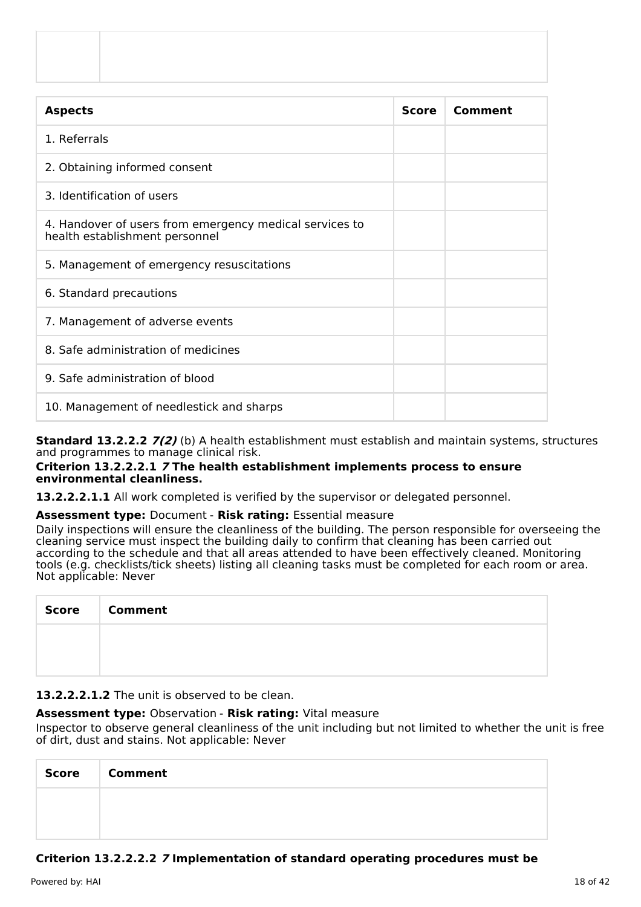| | |
|---|---|
| | |

| Aspects | Score | Comment |
|---|---|---|
| 1. Referrals | | |
| 2. Obtaining informed consent | | |
| 3. Identification of users | | |
| 4. Handover of users from emergency medical services to health establishment personnel | | |
| 5. Management of emergency resuscitations | | |
| 6. Standard precautions | | |
| 7. Management of adverse events | | |
| 8. Safe administration of medicines | | |
| 9. Safe administration of blood | | |
| 10. Management of needlestick and sharps | | |

**Standard 13.2.2.2** ***7(2)*** (b) A health establishment must establish and maintain systems, structures and programmes to manage clinical risk.

**Criterion 13.2.2.2.1** ***7*** **The health establishment implements process to ensure environmental cleanliness.**

**13.2.2.2.1.1** All work completed is verified by the supervisor or delegated personnel.

**Assessment type:** Document - **Risk rating:** Essential measure

Daily inspections will ensure the cleanliness of the building. The person responsible for overseeing the cleaning service must inspect the building daily to confirm that cleaning has been carried out according to the schedule and that all areas attended to have been effectively cleaned. Monitoring tools (e.g. checklists/tick sheets) listing all cleaning tasks must be completed for each room or area. Not applicable: Never

| Score | Comment |
|---|---|
| | |

**13.2.2.2.1.2** The unit is observed to be clean.

**Assessment type:** Observation - **Risk rating:** Vital measure

Inspector to observe general cleanliness of the unit including but not limited to whether the unit is free of dirt, dust and stains. Not applicable: Never

| Score | Comment |
|---|---|
| | |

**Criterion 13.2.2.2.2** ***7*** **Implementation of standard operating procedures must be**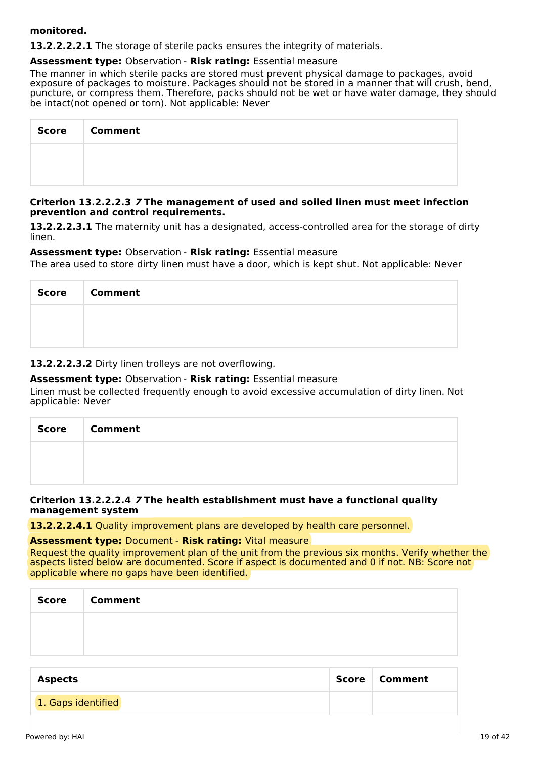**monitored.**

**13.2.2.2.2.1** The storage of sterile packs ensures the integrity of materials.

**Assessment type:** Observation - **Risk rating:** Essential measure

The manner in which sterile packs are stored must prevent physical damage to packages, avoid exposure of packages to moisture. Packages should not be stored in a manner that will crush, bend, puncture, or compress them. Therefore, packs should not be wet or have water damage, they should be intact(not opened or torn). Not applicable: Never

| Score | Comment |
| --- | --- |
| | |

**Criterion 13.2.2.2.3** ***7*** **The management of used and soiled linen must meet infection prevention and control requirements.**

**13.2.2.2.3.1** The maternity unit has a designated, access-controlled area for the storage of dirty linen.

**Assessment type:** Observation - **Risk rating:** Essential measure

The area used to store dirty linen must have a door, which is kept shut. Not applicable: Never

| Score | Comment |
| --- | --- |
| | |

**13.2.2.2.3.2** Dirty linen trolleys are not overflowing.

**Assessment type:** Observation - **Risk rating:** Essential measure

Linen must be collected frequently enough to avoid excessive accumulation of dirty linen. Not applicable: Never

| Score | Comment |
| --- | --- |
| | |

**Criterion 13.2.2.2.4** ***7*** **The health establishment must have a functional quality management system**

**13.2.2.2.4.1** Quality improvement plans are developed by health care personnel.

**Assessment type:** Document - **Risk rating:** Vital measure

Request the quality improvement plan of the unit from the previous six months. Verify whether the aspects listed below are documented. Score if aspect is documented and 0 if not. NB: Score not applicable where no gaps have been identified.

| Score | Comment |
| --- | --- |
| | |

| Aspects | Score | Comment |
| --- | --- | --- |
| 1. Gaps identified | | |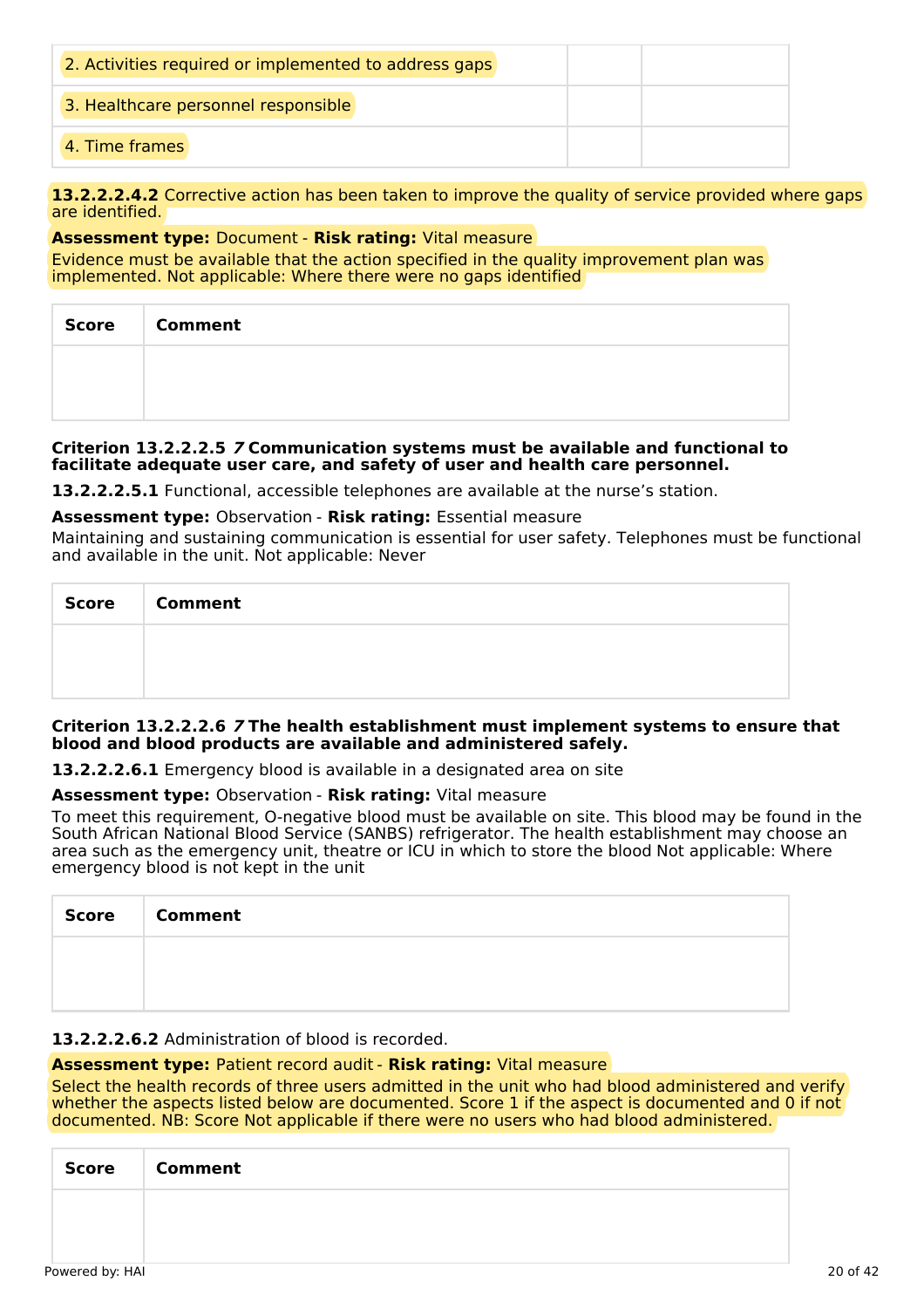| | | |
|---|---|---|
| 2. Activities required or implemented to address gaps | | |
| 3. Healthcare personnel responsible | | |
| 4. Time frames | | |

**13.2.2.2.4.2** Corrective action has been taken to improve the quality of service provided where gaps are identified.

**Assessment type:** Document - **Risk rating:** Vital measure

Evidence must be available that the action specified in the quality improvement plan was implemented. Not applicable: Where there were no gaps identified

| Score | Comment |
|---|---|
| | |

**Criterion 13.2.2.2.5** ***7*** **Communication systems must be available and functional to facilitate adequate user care, and safety of user and health care personnel.**

**13.2.2.2.5.1** Functional, accessible telephones are available at the nurse's station.

**Assessment type:** Observation - **Risk rating:** Essential measure

Maintaining and sustaining communication is essential for user safety. Telephones must be functional and available in the unit. Not applicable: Never

| Score | Comment |
|---|---|
| | |

**Criterion 13.2.2.2.6** ***7*** **The health establishment must implement systems to ensure that blood and blood products are available and administered safely.**

**13.2.2.2.6.1** Emergency blood is available in a designated area on site

**Assessment type:** Observation - **Risk rating:** Vital measure

To meet this requirement, O-negative blood must be available on site. This blood may be found in the South African National Blood Service (SANBS) refrigerator. The health establishment may choose an area such as the emergency unit, theatre or ICU in which to store the blood Not applicable: Where emergency blood is not kept in the unit

| Score | Comment |
|---|---|
| | |

**13.2.2.2.6.2** Administration of blood is recorded.

**Assessment type:** Patient record audit - **Risk rating:** Vital measure

Select the health records of three users admitted in the unit who had blood administered and verify whether the aspects listed below are documented. Score 1 if the aspect is documented and 0 if not documented. NB: Score Not applicable if there were no users who had blood administered.

| Score | Comment |
|---|---|
| | |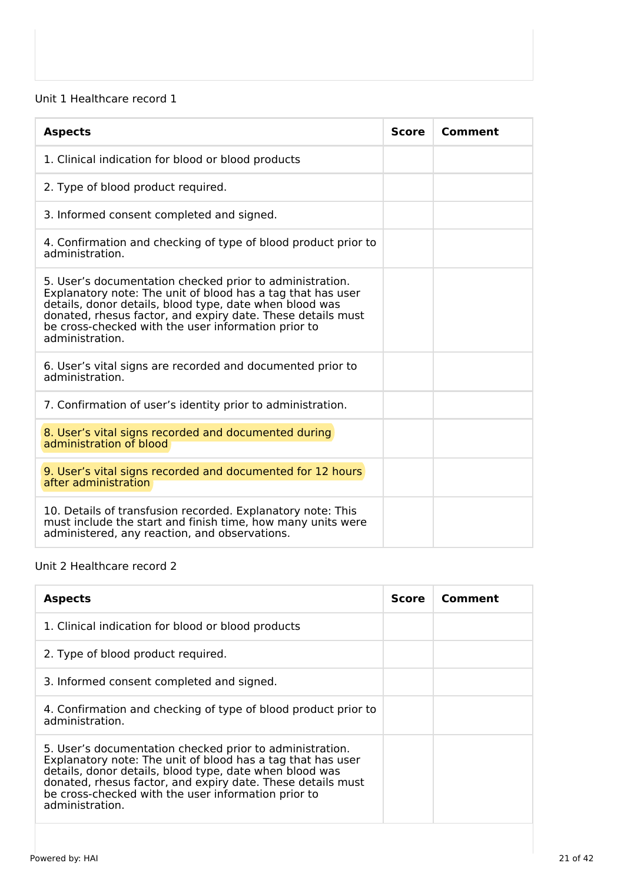Unit 1 Healthcare record 1

| Aspects | Score | Comment |
| --- | --- | --- |
| 1. Clinical indication for blood or blood products | | |
| 2. Type of blood product required. | | |
| 3. Informed consent completed and signed. | | |
| 4. Confirmation and checking of type of blood product prior to administration. | | |
| 5. User's documentation checked prior to administration. Explanatory note: The unit of blood has a tag that has user details, donor details, blood type, date when blood was donated, rhesus factor, and expiry date. These details must be cross-checked with the user information prior to administration. | | |
| 6. User's vital signs are recorded and documented prior to administration. | | |
| 7. Confirmation of user's identity prior to administration. | | |
| 8. User's vital signs recorded and documented during administration of blood | | |
| 9. User's vital signs recorded and documented for 12 hours after administration | | |
| 10. Details of transfusion recorded. Explanatory note: This must include the start and finish time, how many units were administered, any reaction, and observations. | | |

Unit 2 Healthcare record 2

| Aspects | Score | Comment |
| --- | --- | --- |
| 1. Clinical indication for blood or blood products | | |
| 2. Type of blood product required. | | |
| 3. Informed consent completed and signed. | | |
| 4. Confirmation and checking of type of blood product prior to administration. | | |
| 5. User's documentation checked prior to administration. Explanatory note: The unit of blood has a tag that has user details, donor details, blood type, date when blood was donated, rhesus factor, and expiry date. These details must be cross-checked with the user information prior to administration. | | |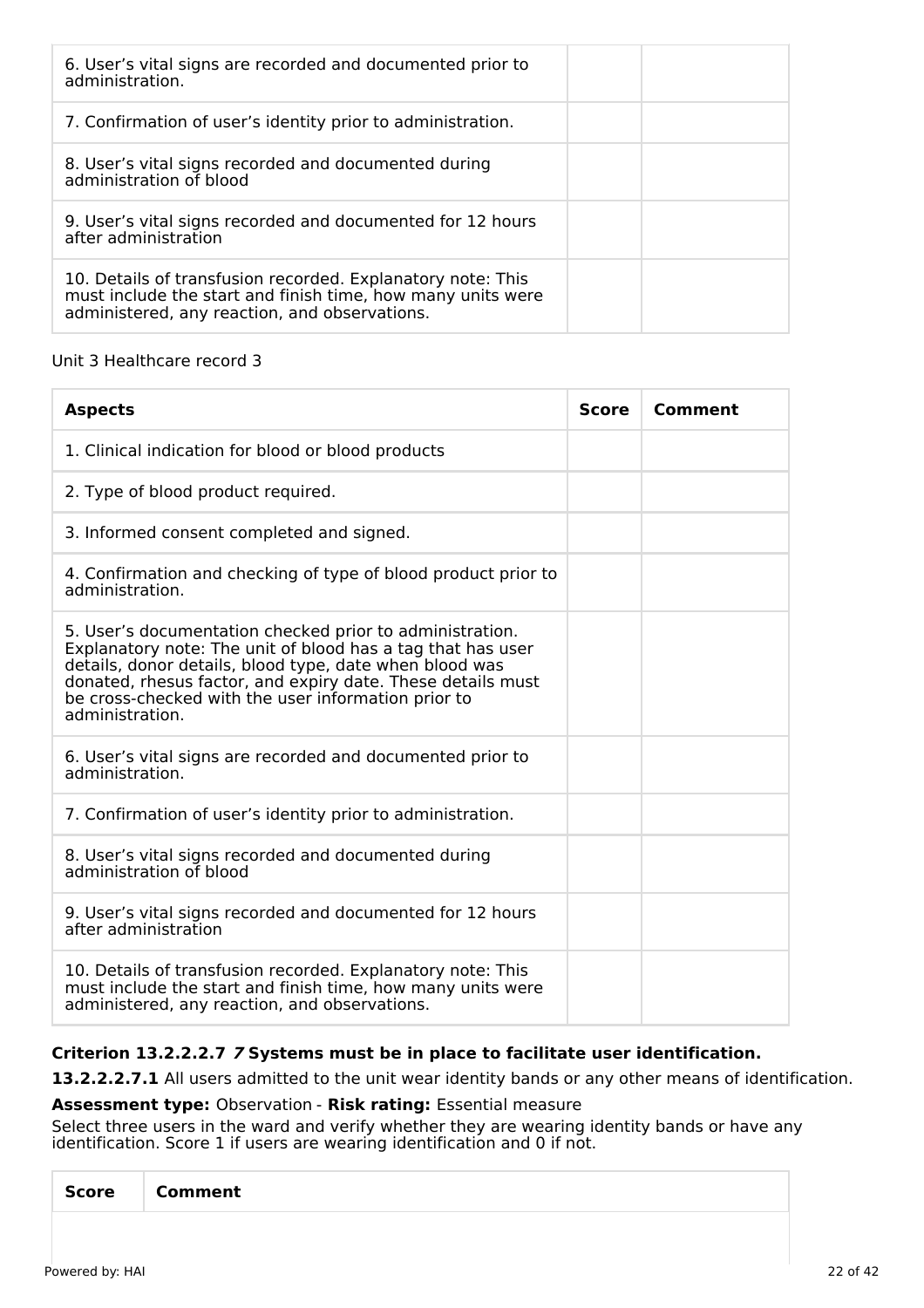| | | |
|---|---|---|
| 6. User’s vital signs are recorded and documented prior to administration. | | |
| 7. Confirmation of user’s identity prior to administration. | | |
| 8. User’s vital signs recorded and documented during administration of blood | | |
| 9. User’s vital signs recorded and documented for 12 hours after administration | | |
| 10. Details of transfusion recorded. Explanatory note: This must include the start and finish time, how many units were administered, any reaction, and observations. | | |

Unit 3 Healthcare record 3

| Aspects | Score | Comment |
|---|---|---|
| 1. Clinical indication for blood or blood products | | |
| 2. Type of blood product required. | | |
| 3. Informed consent completed and signed. | | |
| 4. Confirmation and checking of type of blood product prior to administration. | | |
| 5. User’s documentation checked prior to administration. Explanatory note: The unit of blood has a tag that has user details, donor details, blood type, date when blood was donated, rhesus factor, and expiry date. These details must be cross-checked with the user information prior to administration. | | |
| 6. User’s vital signs are recorded and documented prior to administration. | | |
| 7. Confirmation of user’s identity prior to administration. | | |
| 8. User’s vital signs recorded and documented during administration of blood | | |
| 9. User’s vital signs recorded and documented for 12 hours after administration | | |
| 10. Details of transfusion recorded. Explanatory note: This must include the start and finish time, how many units were administered, any reaction, and observations. | | |

**Criterion 13.2.2.2.7 *7* Systems must be in place to facilitate user identification.**

**13.2.2.2.7.1** All users admitted to the unit wear identity bands or any other means of identification.

**Assessment type:** Observation - **Risk rating:** Essential measure

Select three users in the ward and verify whether they are wearing identity bands or have any identification. Score 1 if users are wearing identification and 0 if not.

| Score | Comment |
|---|---|
| | |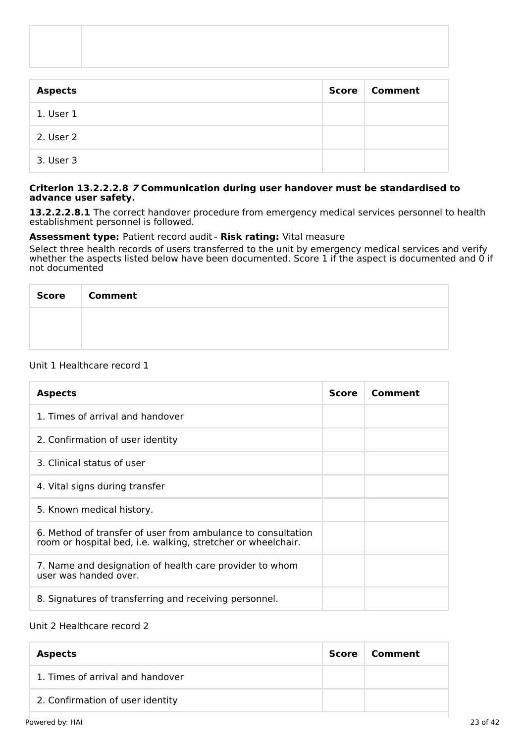| | |
|---|---|
| | |

| Aspects | Score | Comment |
|---|---|---|
| 1. User 1 | | |
| 2. User 2 | | |
| 3. User 3 | | |

**Criterion 13.2.2.2.8 *7* Communication during user handover must be standardised to advance user safety.**

**13.2.2.2.8.1** The correct handover procedure from emergency medical services personnel to health establishment personnel is followed.

**Assessment type:** Patient record audit - **Risk rating:** Vital measure

Select three health records of users transferred to the unit by emergency medical services and verify whether the aspects listed below have been documented. Score 1 if the aspect is documented and 0 if not documented

| Score | Comment |
|---|---|
| | |

Unit 1 Healthcare record 1

| Aspects | Score | Comment |
|---|---|---|
| 1. Times of arrival and handover | | |
| 2. Confirmation of user identity | | |
| 3. Clinical status of user | | |
| 4. Vital signs during transfer | | |
| 5. Known medical history. | | |
| 6. Method of transfer of user from ambulance to consultation room or hospital bed, i.e. walking, stretcher or wheelchair. | | |
| 7. Name and designation of health care provider to whom user was handed over. | | |
| 8. Signatures of transferring and receiving personnel. | | |

Unit 2 Healthcare record 2

| Aspects | Score | Comment |
|---|---|---|
| 1. Times of arrival and handover | | |
| 2. Confirmation of user identity | | |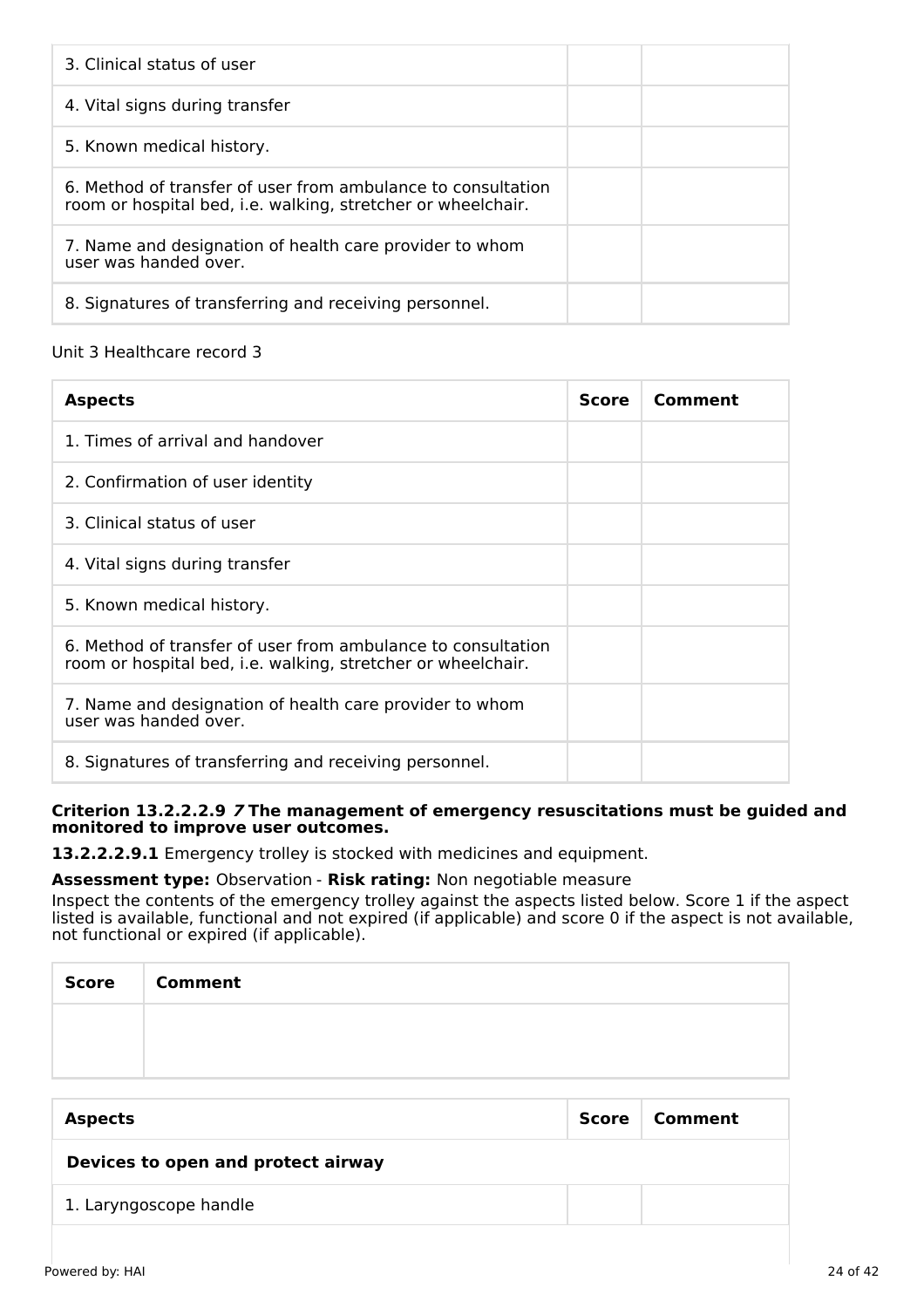| | | |
|---|---|---|
| 3. Clinical status of user | | |
| 4. Vital signs during transfer | | |
| 5. Known medical history. | | |
| 6. Method of transfer of user from ambulance to consultation room or hospital bed, i.e. walking, stretcher or wheelchair. | | |
| 7. Name and designation of health care provider to whom user was handed over. | | |
| 8. Signatures of transferring and receiving personnel. | | |

Unit 3 Healthcare record 3

| Aspects | Score | Comment |
|---|---|---|
| 1. Times of arrival and handover | | |
| 2. Confirmation of user identity | | |
| 3. Clinical status of user | | |
| 4. Vital signs during transfer | | |
| 5. Known medical history. | | |
| 6. Method of transfer of user from ambulance to consultation room or hospital bed, i.e. walking, stretcher or wheelchair. | | |
| 7. Name and designation of health care provider to whom user was handed over. | | |
| 8. Signatures of transferring and receiving personnel. | | |

**Criterion 13.2.2.2.9 *7* The management of emergency resuscitations must be guided and monitored to improve user outcomes.**

**13.2.2.2.9.1** Emergency trolley is stocked with medicines and equipment.

**Assessment type:** Observation - **Risk rating:** Non negotiable measure

Inspect the contents of the emergency trolley against the aspects listed below. Score 1 if the aspect listed is available, functional and not expired (if applicable) and score 0 if the aspect is not available, not functional or expired (if applicable).

| Score | Comment |
|---|---|
| | |

| Aspects | Score | Comment |
|---|---|---|
| **Devices to open and protect airway** | | |
| 1. Laryngoscope handle | | |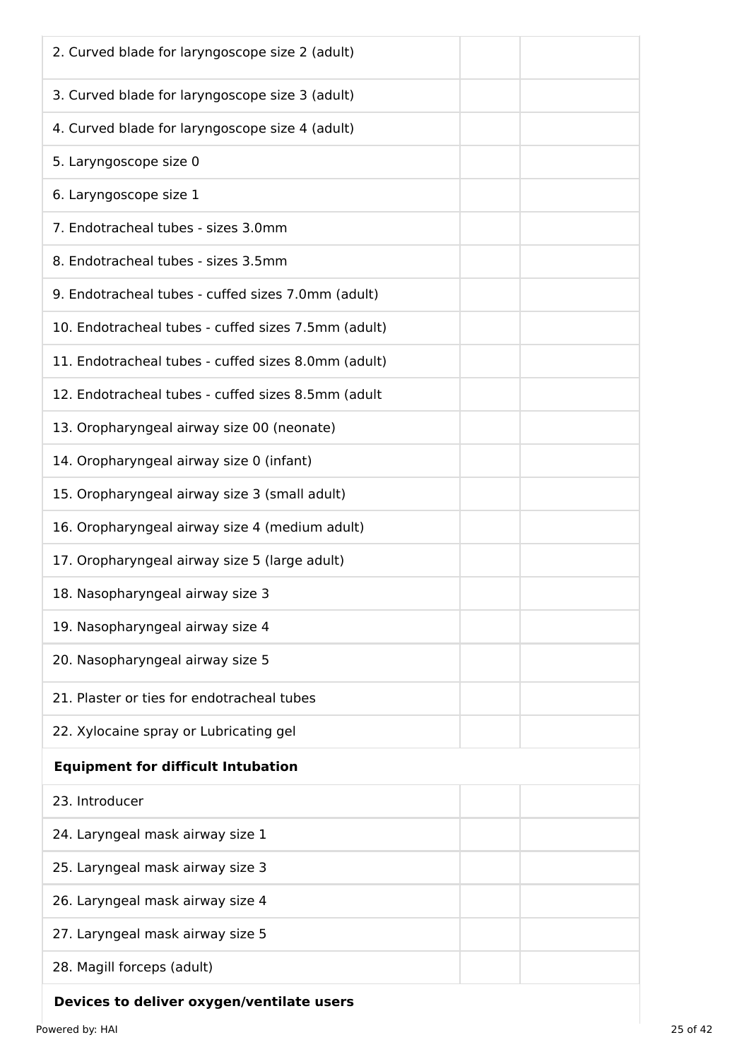| | | |
|---|---|---|
| 2. Curved blade for laryngoscope size 2 (adult) | | |
| 3. Curved blade for laryngoscope size 3 (adult) | | |
| 4. Curved blade for laryngoscope size 4 (adult) | | |
| 5. Laryngoscope size 0 | | |
| 6. Laryngoscope size 1 | | |
| 7. Endotracheal tubes - sizes 3.0mm | | |
| 8. Endotracheal tubes - sizes 3.5mm | | |
| 9. Endotracheal tubes - cuffed sizes 7.0mm (adult) | | |
| 10. Endotracheal tubes - cuffed sizes 7.5mm (adult) | | |
| 11. Endotracheal tubes - cuffed sizes 8.0mm (adult) | | |
| 12. Endotracheal tubes - cuffed sizes 8.5mm (adult | | |
| 13. Oropharyngeal airway size 00 (neonate) | | |
| 14. Oropharyngeal airway size 0 (infant) | | |
| 15. Oropharyngeal airway size 3 (small adult) | | |
| 16. Oropharyngeal airway size 4 (medium adult) | | |
| 17. Oropharyngeal airway size 5 (large adult) | | |
| 18. Nasopharyngeal airway size 3 | | |
| 19. Nasopharyngeal airway size 4 | | |
| 20. Nasopharyngeal airway size 5 | | |
| 21. Plaster or ties for endotracheal tubes | | |
| 22. Xylocaine spray or Lubricating gel | | |
| **Equipment for difficult Intubation** | | |
| 23. Introducer | | |
| 24. Laryngeal mask airway size 1 | | |
| 25. Laryngeal mask airway size 3 | | |
| 26. Laryngeal mask airway size 4 | | |
| 27. Laryngeal mask airway size 5 | | |
| 28. Magill forceps (adult) | | |
| **Devices to deliver oxygen/ventilate users** | | |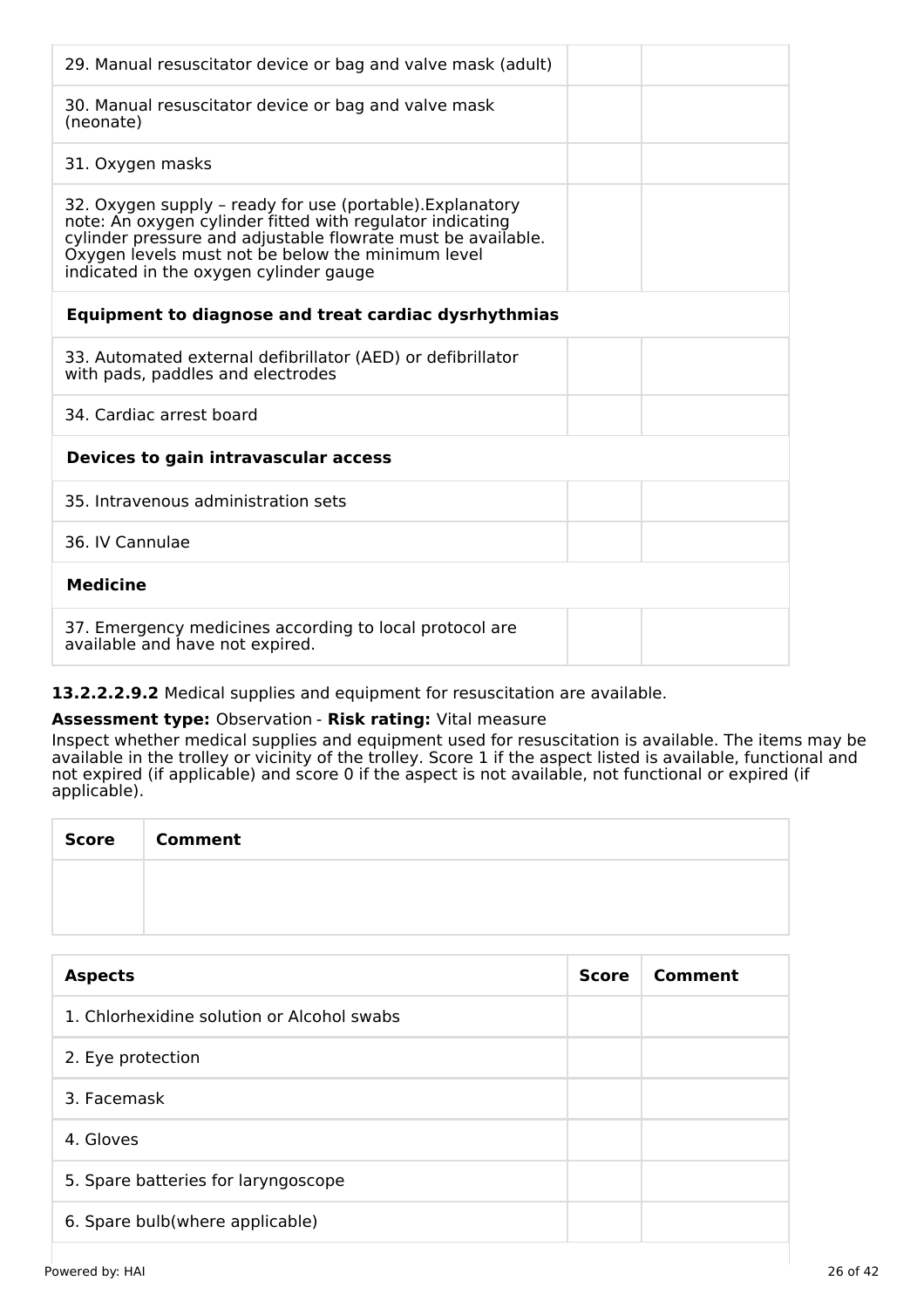| | | |
|---|---|---|
| 29. Manual resuscitator device or bag and valve mask (adult) | | |
| 30. Manual resuscitator device or bag and valve mask (neonate) | | |
| 31. Oxygen masks | | |
| 32. Oxygen supply – ready for use (portable).Explanatory note: An oxygen cylinder fitted with regulator indicating cylinder pressure and adjustable flowrate must be available. Oxygen levels must not be below the minimum level indicated in the oxygen cylinder gauge | | |
| **Equipment to diagnose and treat cardiac dysrhythmias** | | |
| 33. Automated external defibrillator (AED) or defibrillator with pads, paddles and electrodes | | |
| 34. Cardiac arrest board | | |
| **Devices to gain intravascular access** | | |
| 35. Intravenous administration sets | | |
| 36. IV Cannulae | | |
| **Medicine** | | |
| 37. Emergency medicines according to local protocol are available and have not expired. | | |

**13.2.2.2.9.2** Medical supplies and equipment for resuscitation are available.

**Assessment type:** Observation - **Risk rating:** Vital measure

Inspect whether medical supplies and equipment used for resuscitation is available. The items may be available in the trolley or vicinity of the trolley. Score 1 if the aspect listed is available, functional and not expired (if applicable) and score 0 if the aspect is not available, not functional or expired (if applicable).

| Score | Comment |
|---|---|
| | |

| Aspects | Score | Comment |
|---|---|---|
| 1. Chlorhexidine solution or Alcohol swabs | | |
| 2. Eye protection | | |
| 3. Facemask | | |
| 4. Gloves | | |
| 5. Spare batteries for laryngoscope | | |
| 6. Spare bulb(where applicable) | | |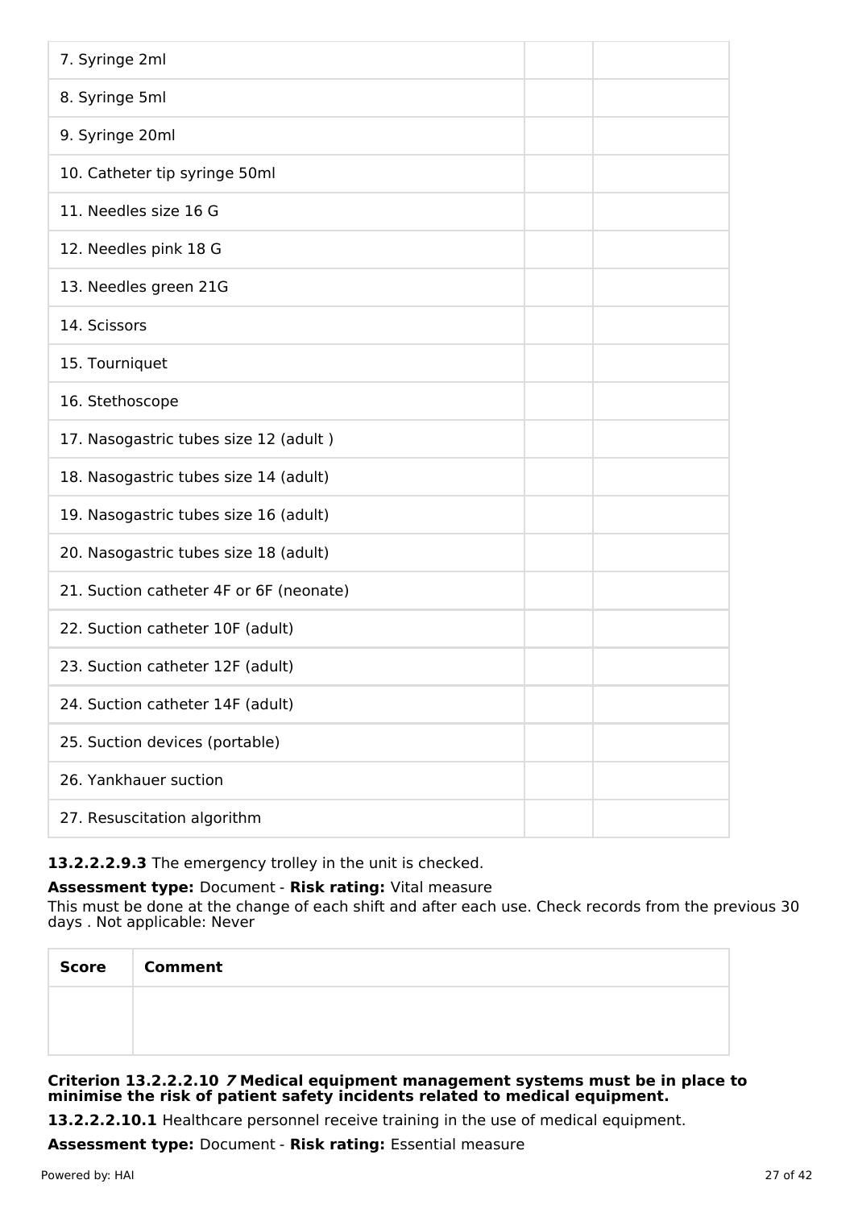| | | |
|---|---|---|
| 7. Syringe 2ml | | |
| 8. Syringe 5ml | | |
| 9. Syringe 20ml | | |
| 10. Catheter tip syringe 50ml | | |
| 11. Needles size 16 G | | |
| 12. Needles pink 18 G | | |
| 13. Needles green 21G | | |
| 14. Scissors | | |
| 15. Tourniquet | | |
| 16. Stethoscope | | |
| 17. Nasogastric tubes size 12 (adult ) | | |
| 18. Nasogastric tubes size 14 (adult) | | |
| 19. Nasogastric tubes size 16 (adult) | | |
| 20. Nasogastric tubes size 18 (adult) | | |
| 21. Suction catheter 4F or 6F (neonate) | | |
| 22. Suction catheter 10F (adult) | | |
| 23. Suction catheter 12F (adult) | | |
| 24. Suction catheter 14F (adult) | | |
| 25. Suction devices (portable) | | |
| 26. Yankhauer suction | | |
| 27. Resuscitation algorithm | | |

**13.2.2.2.9.3** The emergency trolley in the unit is checked.

**Assessment type:** Document - **Risk rating:** Vital measure

This must be done at the change of each shift and after each use. Check records from the previous 30 days . Not applicable: Never

| Score | Comment |
|---|---|
| | |

**Criterion 13.2.2.2.10** ***7*** **Medical equipment management systems must be in place to minimise the risk of patient safety incidents related to medical equipment.**

**13.2.2.2.10.1** Healthcare personnel receive training in the use of medical equipment.

**Assessment type:** Document - **Risk rating:** Essential measure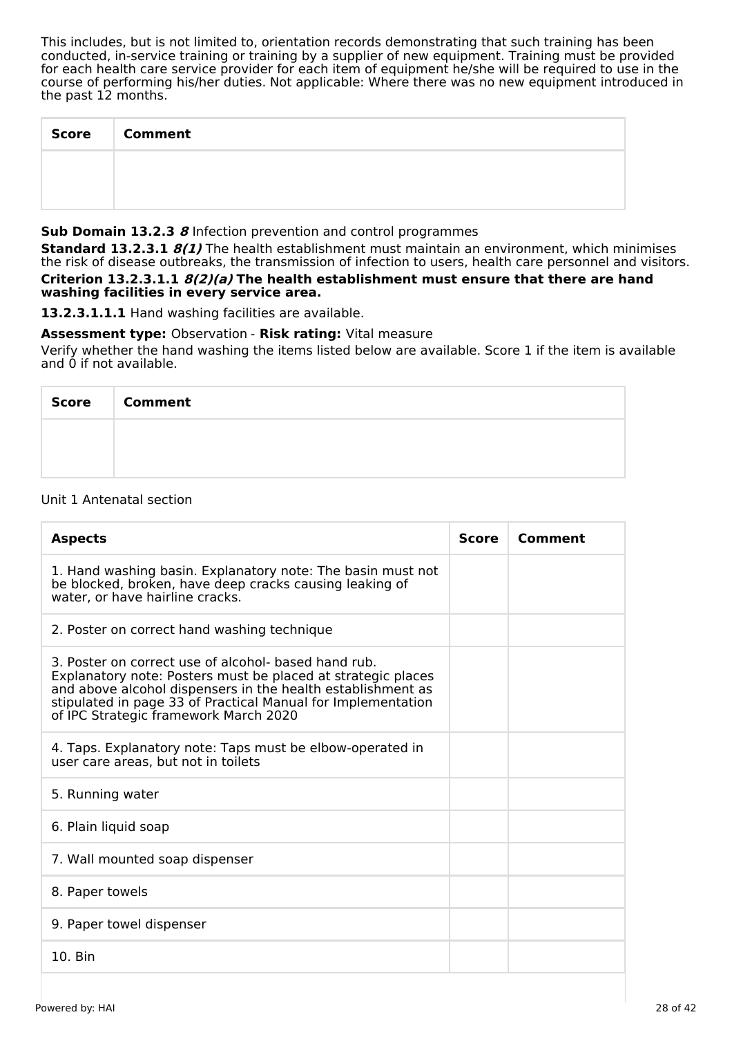This includes, but is not limited to, orientation records demonstrating that such training has been conducted, in-service training or training by a supplier of new equipment. Training must be provided for each health care service provider for each item of equipment he/she will be required to use in the course of performing his/her duties. Not applicable: Where there was no new equipment introduced in the past 12 months.

| Score | Comment |
| --- | --- |
| | |

**Sub Domain 13.2.3** ***8*** Infection prevention and control programmes

**Standard 13.2.3.1** ***8(1)*** The health establishment must maintain an environment, which minimises the risk of disease outbreaks, the transmission of infection to users, health care personnel and visitors.

**Criterion 13.2.3.1.1** ***8(2)(a)*** **The health establishment must ensure that there are hand washing facilities in every service area.**

**13.2.3.1.1.1** Hand washing facilities are available.

**Assessment type:** Observation - **Risk rating:** Vital measure

Verify whether the hand washing the items listed below are available. Score 1 if the item is available and 0 if not available.

| Score | Comment |
| --- | --- |
| | |

Unit 1 Antenatal section

| Aspects | Score | Comment |
| --- | --- | --- |
| 1. Hand washing basin. Explanatory note: The basin must not be blocked, broken, have deep cracks causing leaking of water, or have hairline cracks. | | |
| 2. Poster on correct hand washing technique | | |
| 3. Poster on correct use of alcohol- based hand rub. Explanatory note: Posters must be placed at strategic places and above alcohol dispensers in the health establishment as stipulated in page 33 of Practical Manual for Implementation of IPC Strategic framework March 2020 | | |
| 4. Taps. Explanatory note: Taps must be elbow-operated in user care areas, but not in toilets | | |
| 5. Running water | | |
| 6. Plain liquid soap | | |
| 7. Wall mounted soap dispenser | | |
| 8. Paper towels | | |
| 9. Paper towel dispenser | | |
| 10. Bin | | |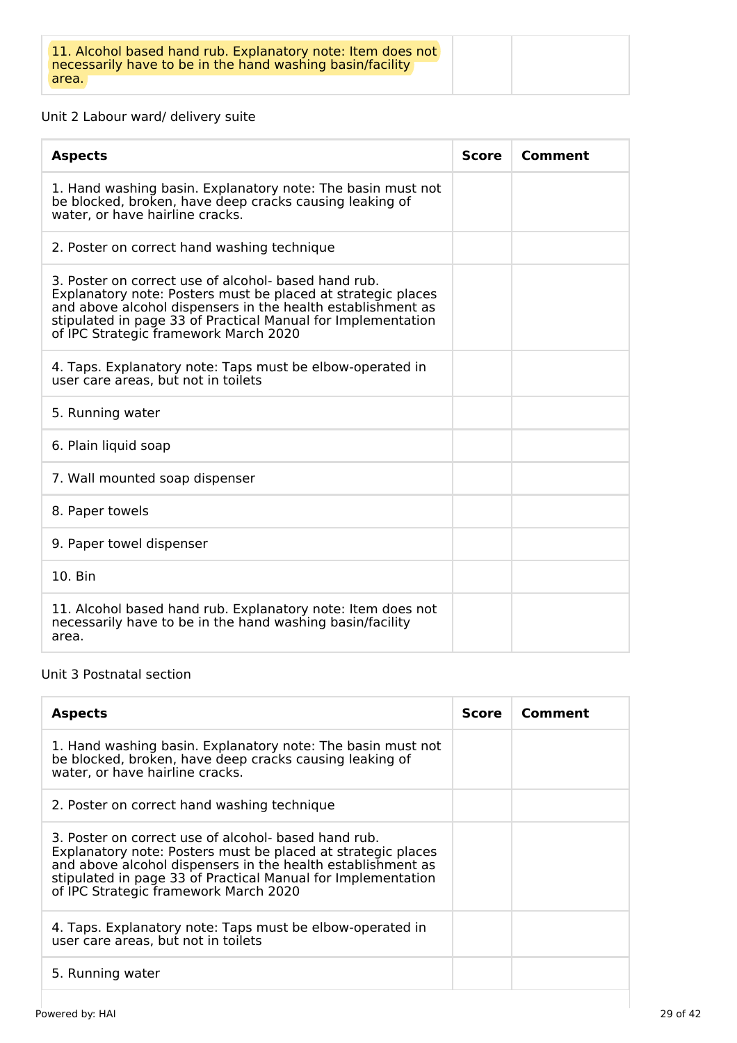| 11. Alcohol based hand rub. Explanatory note: Item does not necessarily have to be in the hand washing basin/facility area. | | |
|---|---|---|

Unit 2 Labour ward/ delivery suite

| Aspects | Score | Comment |
|---|---|---|
| 1. Hand washing basin. Explanatory note: The basin must not be blocked, broken, have deep cracks causing leaking of water, or have hairline cracks. | | |
| 2. Poster on correct hand washing technique | | |
| 3. Poster on correct use of alcohol- based hand rub. Explanatory note: Posters must be placed at strategic places and above alcohol dispensers in the health establishment as stipulated in page 33 of Practical Manual for Implementation of IPC Strategic framework March 2020 | | |
| 4. Taps. Explanatory note: Taps must be elbow-operated in user care areas, but not in toilets | | |
| 5. Running water | | |
| 6. Plain liquid soap | | |
| 7. Wall mounted soap dispenser | | |
| 8. Paper towels | | |
| 9. Paper towel dispenser | | |
| 10. Bin | | |
| 11. Alcohol based hand rub. Explanatory note: Item does not necessarily have to be in the hand washing basin/facility area. | | |

Unit 3 Postnatal section

| Aspects | Score | Comment |
|---|---|---|
| 1. Hand washing basin. Explanatory note: The basin must not be blocked, broken, have deep cracks causing leaking of water, or have hairline cracks. | | |
| 2. Poster on correct hand washing technique | | |
| 3. Poster on correct use of alcohol- based hand rub. Explanatory note: Posters must be placed at strategic places and above alcohol dispensers in the health establishment as stipulated in page 33 of Practical Manual for Implementation of IPC Strategic framework March 2020 | | |
| 4. Taps. Explanatory note: Taps must be elbow-operated in user care areas, but not in toilets | | |
| 5. Running water | | |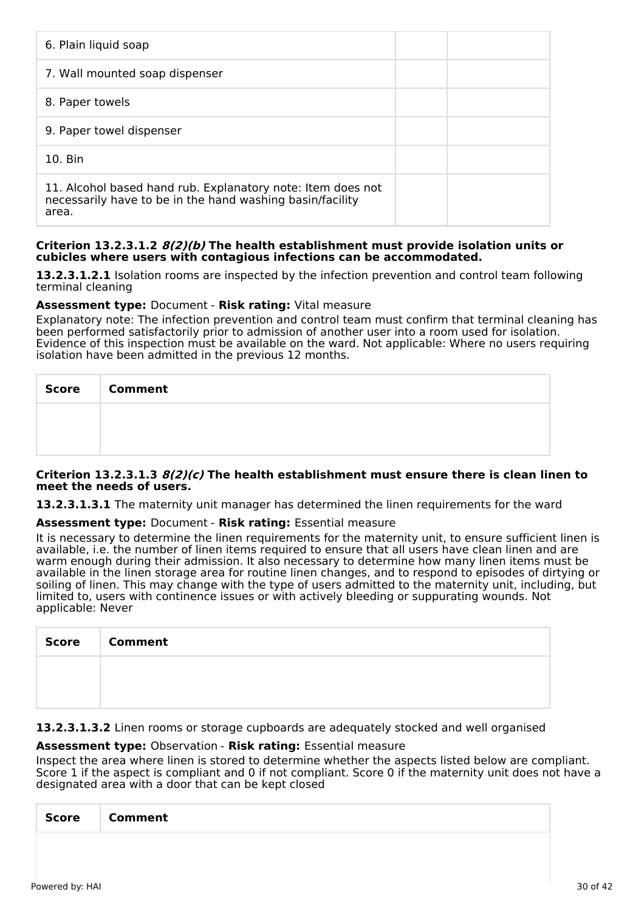| | | |
|---|---|---|
| 6. Plain liquid soap | | |
| 7. Wall mounted soap dispenser | | |
| 8. Paper towels | | |
| 9. Paper towel dispenser | | |
| 10. Bin | | |
| 11. Alcohol based hand rub. Explanatory note: Item does not necessarily have to be in the hand washing basin/facility area. | | |

#### Criterion 13.2.3.1.2 *8(2)(b)* The health establishment must provide isolation units or cubicles where users with contagious infections can be accommodated.

**13.2.3.1.2.1** Isolation rooms are inspected by the infection prevention and control team following terminal cleaning

**Assessment type:** Document - **Risk rating:** Vital measure

Explanatory note: The infection prevention and control team must confirm that terminal cleaning has been performed satisfactorily prior to admission of another user into a room used for isolation. Evidence of this inspection must be available on the ward. Not applicable: Where no users requiring isolation have been admitted in the previous 12 months.

| Score | Comment |
|---|---|
| | |

#### Criterion 13.2.3.1.3 *8(2)(c)* The health establishment must ensure there is clean linen to meet the needs of users.

**13.2.3.1.3.1** The maternity unit manager has determined the linen requirements for the ward

**Assessment type:** Document - **Risk rating:** Essential measure

It is necessary to determine the linen requirements for the maternity unit, to ensure sufficient linen is available, i.e. the number of linen items required to ensure that all users have clean linen and are warm enough during their admission. It also necessary to determine how many linen items must be available in the linen storage area for routine linen changes, and to respond to episodes of dirtying or soiling of linen. This may change with the type of users admitted to the maternity unit, including, but limited to, users with continence issues or with actively bleeding or suppurating wounds. Not applicable: Never

| Score | Comment |
|---|---|
| | |

**13.2.3.1.3.2** Linen rooms or storage cupboards are adequately stocked and well organised

**Assessment type:** Observation - **Risk rating:** Essential measure

Inspect the area where linen is stored to determine whether the aspects listed below are compliant. Score 1 if the aspect is compliant and 0 if not compliant. Score 0 if the maternity unit does not have a designated area with a door that can be kept closed

| Score | Comment |
|---|---|
| | |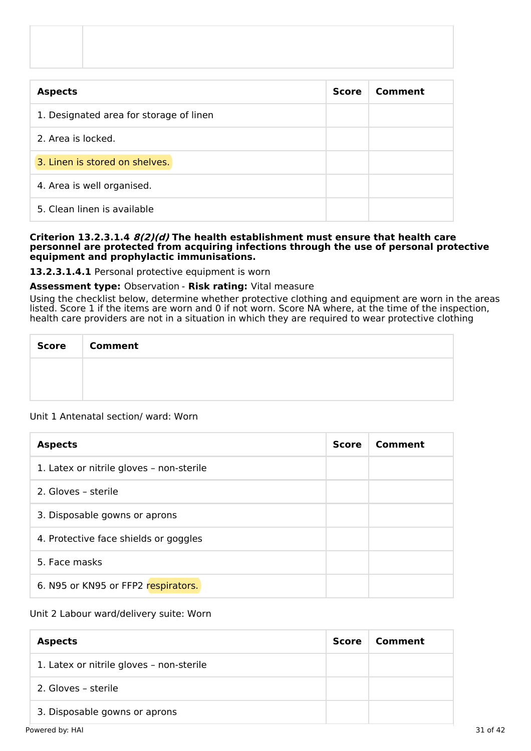| | |
|---|---|
| | |

| Aspects | Score | Comment |
|---|---|---|
| 1. Designated area for storage of linen | | |
| 2. Area is locked. | | |
| 3. Linen is stored on shelves. | | |
| 4. Area is well organised. | | |
| 5. Clean linen is available | | |

**Criterion 13.2.3.1.4 *8(2)(d)* The health establishment must ensure that health care personnel are protected from acquiring infections through the use of personal protective equipment and prophylactic immunisations.**

**13.2.3.1.4.1** Personal protective equipment is worn

**Assessment type:** Observation - **Risk rating:** Vital measure

Using the checklist below, determine whether protective clothing and equipment are worn in the areas listed. Score 1 if the items are worn and 0 if not worn. Score NA where, at the time of the inspection, health care providers are not in a situation in which they are required to wear protective clothing

| Score | Comment |
|---|---|
| | |

Unit 1 Antenatal section/ ward: Worn

| Aspects | Score | Comment |
|---|---|---|
| 1. Latex or nitrile gloves – non-sterile | | |
| 2. Gloves – sterile | | |
| 3. Disposable gowns or aprons | | |
| 4. Protective face shields or goggles | | |
| 5. Face masks | | |
| 6. N95 or KN95 or FFP2 respirators. | | |

Unit 2 Labour ward/delivery suite: Worn

| Aspects | Score | Comment |
|---|---|---|
| 1. Latex or nitrile gloves – non-sterile | | |
| 2. Gloves – sterile | | |
| 3. Disposable gowns or aprons | | |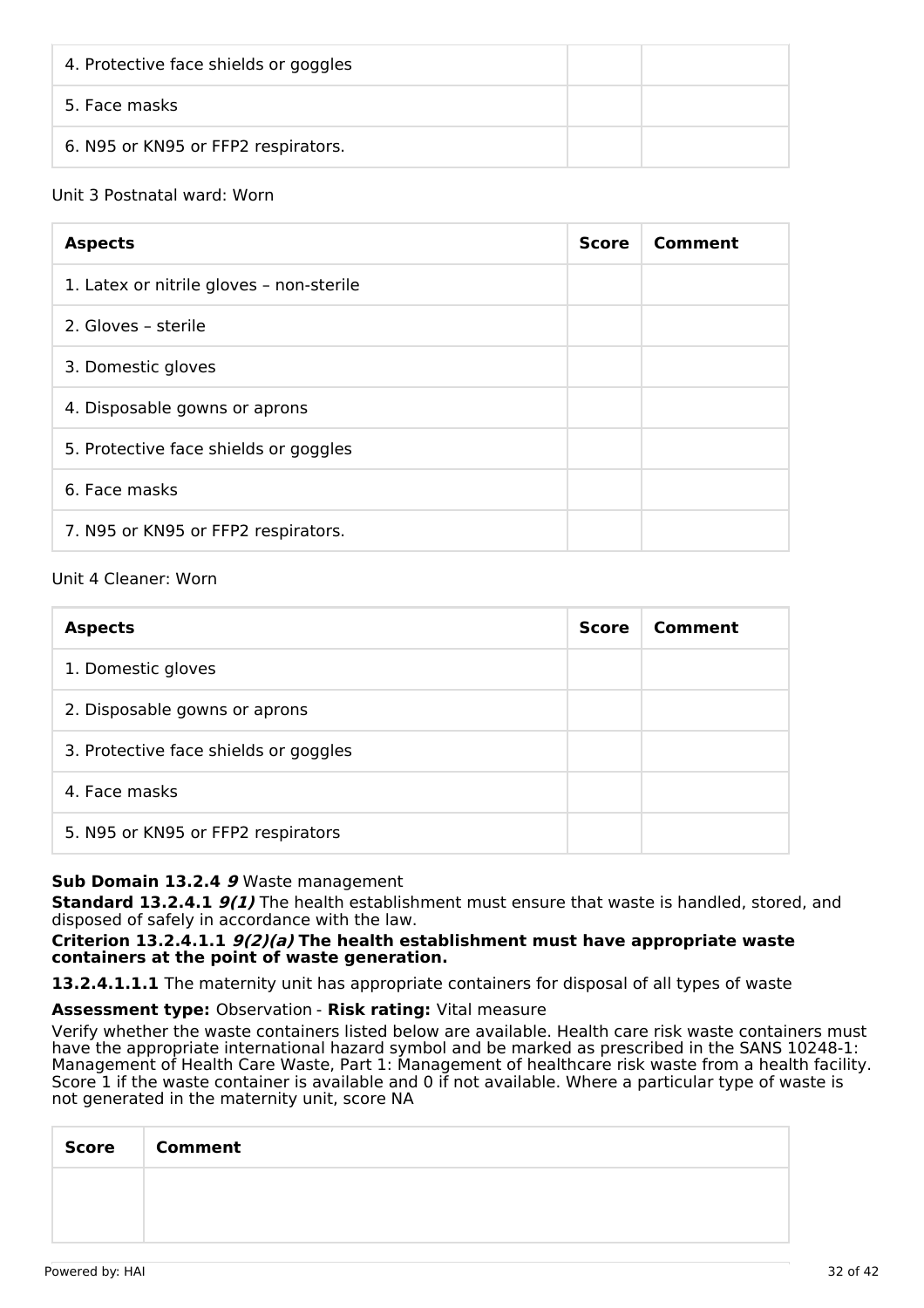| | | |
|---|---|---|
| 4. Protective face shields or goggles | | |
| 5. Face masks | | |
| 6. N95 or KN95 or FFP2 respirators. | | |

Unit 3 Postnatal ward: Worn

| Aspects | Score | Comment |
|---|---|---|
| 1. Latex or nitrile gloves – non-sterile | | |
| 2. Gloves – sterile | | |
| 3. Domestic gloves | | |
| 4. Disposable gowns or aprons | | |
| 5. Protective face shields or goggles | | |
| 6. Face masks | | |
| 7. N95 or KN95 or FFP2 respirators. | | |

Unit 4 Cleaner: Worn

| Aspects | Score | Comment |
|---|---|---|
| 1. Domestic gloves | | |
| 2. Disposable gowns or aprons | | |
| 3. Protective face shields or goggles | | |
| 4. Face masks | | |
| 5. N95 or KN95 or FFP2 respirators | | |

**Sub Domain 13.2.4** ***9*** Waste management

**Standard 13.2.4.1** ***9(1)*** The health establishment must ensure that waste is handled, stored, and disposed of safely in accordance with the law.

**Criterion 13.2.4.1.1** ***9(2)(a)*** **The health establishment must have appropriate waste containers at the point of waste generation.**

**13.2.4.1.1.1** The maternity unit has appropriate containers for disposal of all types of waste

**Assessment type:** Observation - **Risk rating:** Vital measure

Verify whether the waste containers listed below are available. Health care risk waste containers must have the appropriate international hazard symbol and be marked as prescribed in the SANS 10248-1: Management of Health Care Waste, Part 1: Management of healthcare risk waste from a health facility. Score 1 if the waste container is available and 0 if not available. Where a particular type of waste is not generated in the maternity unit, score NA

| Score | Comment |
|---|---|
| | |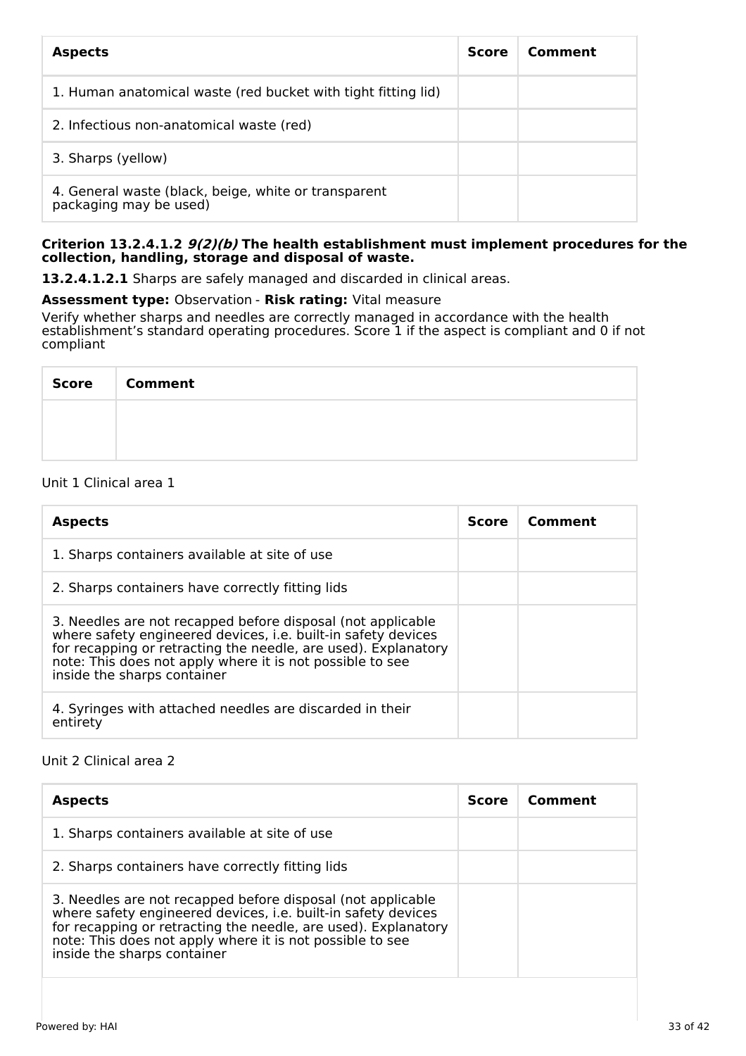| Aspects | Score | Comment |
|---|---|---|
| 1. Human anatomical waste (red bucket with tight fitting lid) | | |
| 2. Infectious non-anatomical waste (red) | | |
| 3. Sharps (yellow) | | |
| 4. General waste (black, beige, white or transparent packaging may be used) | | |

**Criterion 13.2.4.1.2 *9(2)(b)* The health establishment must implement procedures for the collection, handling, storage and disposal of waste.**

**13.2.4.1.2.1** Sharps are safely managed and discarded in clinical areas.

**Assessment type:** Observation - **Risk rating:** Vital measure

Verify whether sharps and needles are correctly managed in accordance with the health establishment's standard operating procedures. Score 1 if the aspect is compliant and 0 if not compliant

| Score | Comment |
|---|---|
| | |

Unit 1 Clinical area 1

| Aspects | Score | Comment |
|---|---|---|
| 1. Sharps containers available at site of use | | |
| 2. Sharps containers have correctly fitting lids | | |
| 3. Needles are not recapped before disposal (not applicable where safety engineered devices, i.e. built-in safety devices for recapping or retracting the needle, are used). Explanatory note: This does not apply where it is not possible to see inside the sharps container | | |
| 4. Syringes with attached needles are discarded in their entirety | | |

Unit 2 Clinical area 2

| Aspects | Score | Comment |
|---|---|---|
| 1. Sharps containers available at site of use | | |
| 2. Sharps containers have correctly fitting lids | | |
| 3. Needles are not recapped before disposal (not applicable where safety engineered devices, i.e. built-in safety devices for recapping or retracting the needle, are used). Explanatory note: This does not apply where it is not possible to see inside the sharps container | | |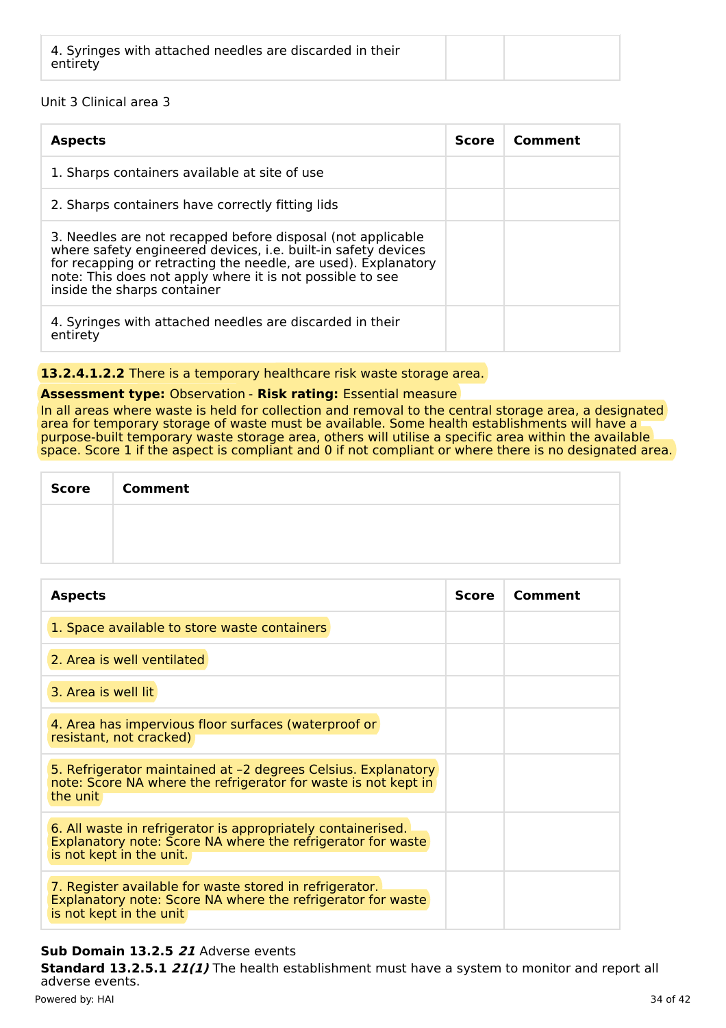| | | |
|---|---|---|
| 4. Syringes with attached needles are discarded in their entirety | | |

Unit 3 Clinical area 3

| Aspects | Score | Comment |
|---|---|---|
| 1. Sharps containers available at site of use | | |
| 2. Sharps containers have correctly fitting lids | | |
| 3. Needles are not recapped before disposal (not applicable where safety engineered devices, i.e. built-in safety devices for recapping or retracting the needle, are used). Explanatory note: This does not apply where it is not possible to see inside the sharps container | | |
| 4. Syringes with attached needles are discarded in their entirety | | |

**13.2.4.1.2.2** There is a temporary healthcare risk waste storage area.

**Assessment type:** Observation - **Risk rating:** Essential measure

In all areas where waste is held for collection and removal to the central storage area, a designated area for temporary storage of waste must be available. Some health establishments will have a purpose-built temporary waste storage area, others will utilise a specific area within the available space. Score 1 if the aspect is compliant and 0 if not compliant or where there is no designated area.

| Score | Comment |
|---|---|
| | |

| Aspects | Score | Comment |
|---|---|---|
| 1. Space available to store waste containers | | |
| 2. Area is well ventilated | | |
| 3. Area is well lit | | |
| 4. Area has impervious floor surfaces (waterproof or resistant, not cracked) | | |
| 5. Refrigerator maintained at –2 degrees Celsius. Explanatory note: Score NA where the refrigerator for waste is not kept in the unit | | |
| 6. All waste in refrigerator is appropriately containerised. Explanatory note: Score NA where the refrigerator for waste is not kept in the unit. | | |
| 7. Register available for waste stored in refrigerator. Explanatory note: Score NA where the refrigerator for waste is not kept in the unit | | |

**Sub Domain 13.2.5** ***21*** Adverse events

**Standard 13.2.5.1** ***21(1)*** The health establishment must have a system to monitor and report all adverse events.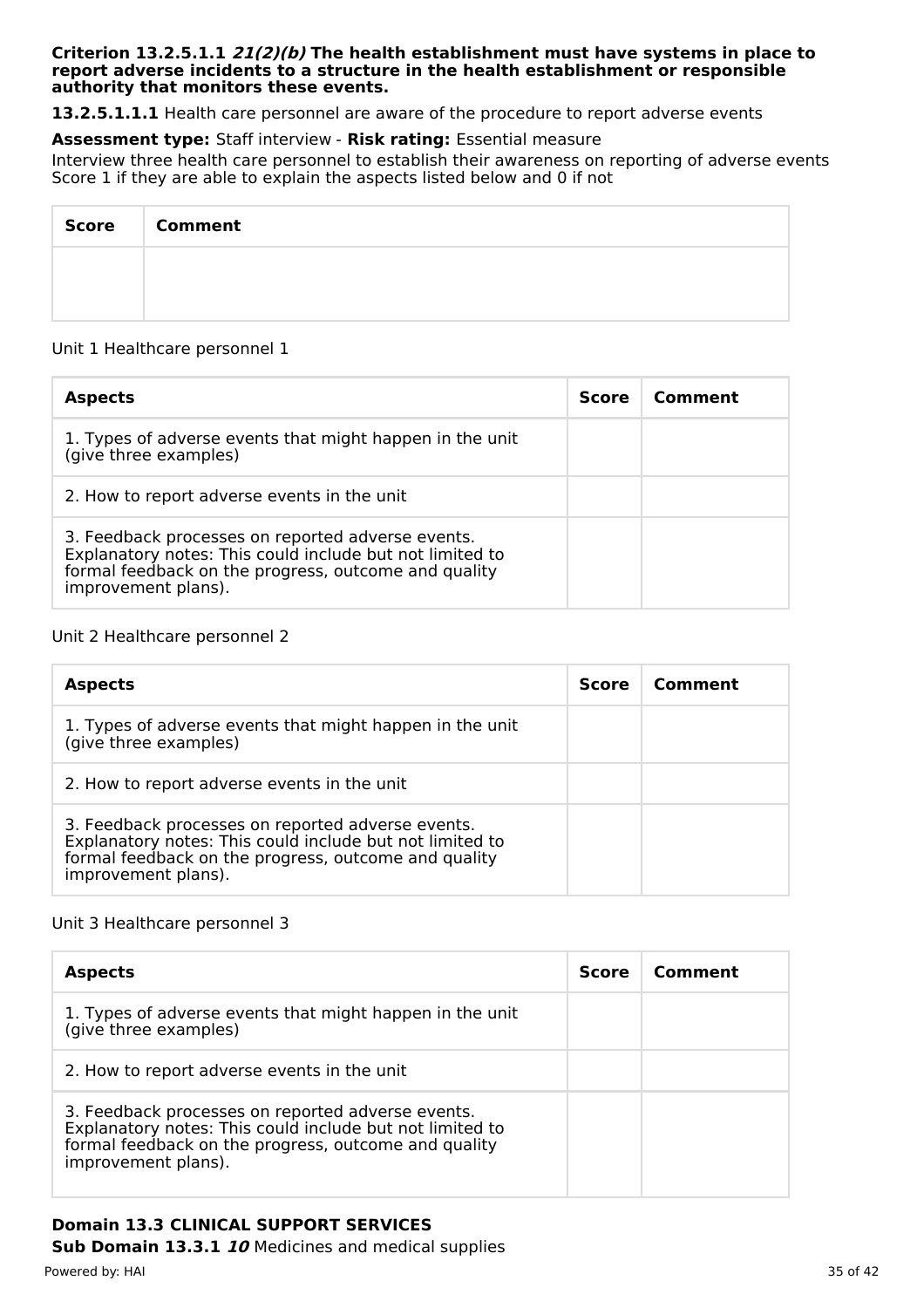**Criterion 13.2.5.1.1 *21(2)(b)* The health establishment must have systems in place to report adverse incidents to a structure in the health establishment or responsible authority that monitors these events.**

**13.2.5.1.1.1** Health care personnel are aware of the procedure to report adverse events

**Assessment type:** Staff interview - **Risk rating:** Essential measure

Interview three health care personnel to establish their awareness on reporting of adverse events
Score 1 if they are able to explain the aspects listed below and 0 if not

| Score | Comment |
|---|---|
| | |

Unit 1 Healthcare personnel 1

| Aspects | Score | Comment |
|---|---|---|
| 1. Types of adverse events that might happen in the unit (give three examples) | | |
| 2. How to report adverse events in the unit | | |
| 3. Feedback processes on reported adverse events. Explanatory notes: This could include but not limited to formal feedback on the progress, outcome and quality improvement plans). | | |

Unit 2 Healthcare personnel 2

| Aspects | Score | Comment |
|---|---|---|
| 1. Types of adverse events that might happen in the unit (give three examples) | | |
| 2. How to report adverse events in the unit | | |
| 3. Feedback processes on reported adverse events. Explanatory notes: This could include but not limited to formal feedback on the progress, outcome and quality improvement plans). | | |

Unit 3 Healthcare personnel 3

| Aspects | Score | Comment |
|---|---|---|
| 1. Types of adverse events that might happen in the unit (give three examples) | | |
| 2. How to report adverse events in the unit | | |
| 3. Feedback processes on reported adverse events. Explanatory notes: This could include but not limited to formal feedback on the progress, outcome and quality improvement plans). | | |

## Domain 13.3 CLINICAL SUPPORT SERVICES

**Sub Domain 13.3.1 *10*** Medicines and medical supplies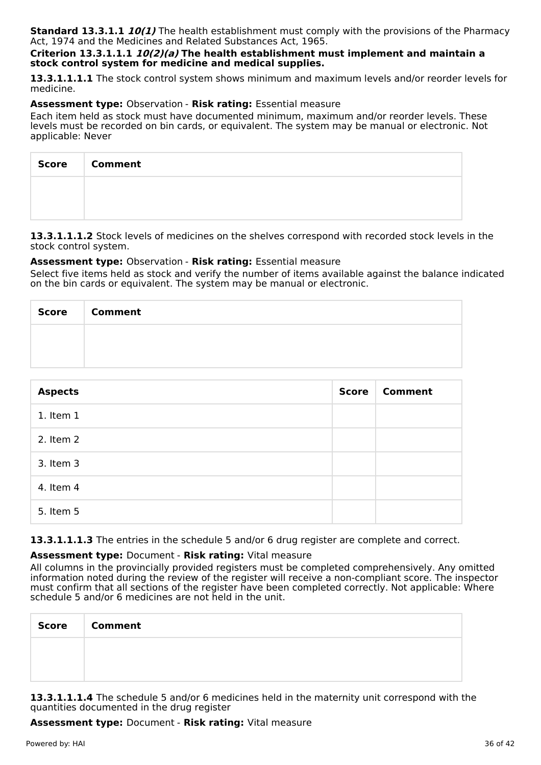**Standard 13.3.1.1 *10(1)*** The health establishment must comply with the provisions of the Pharmacy Act, 1974 and the Medicines and Related Substances Act, 1965.

**Criterion 13.3.1.1.1 *10(2)(a)* The health establishment must implement and maintain a stock control system for medicine and medical supplies.**

**13.3.1.1.1.1** The stock control system shows minimum and maximum levels and/or reorder levels for medicine.

**Assessment type:** Observation - **Risk rating:** Essential measure

Each item held as stock must have documented minimum, maximum and/or reorder levels. These levels must be recorded on bin cards, or equivalent. The system may be manual or electronic. Not applicable: Never

| Score | Comment |
|---|---|
| | |

**13.3.1.1.1.2** Stock levels of medicines on the shelves correspond with recorded stock levels in the stock control system.

**Assessment type:** Observation - **Risk rating:** Essential measure

Select five items held as stock and verify the number of items available against the balance indicated on the bin cards or equivalent. The system may be manual or electronic.

| Score | Comment |
|---|---|
| | |

| Aspects | Score | Comment |
|---|---|---|
| 1. Item 1 | | |
| 2. Item 2 | | |
| 3. Item 3 | | |
| 4. Item 4 | | |
| 5. Item 5 | | |

**13.3.1.1.1.3** The entries in the schedule 5 and/or 6 drug register are complete and correct.

**Assessment type:** Document - **Risk rating:** Vital measure

All columns in the provincially provided registers must be completed comprehensively. Any omitted information noted during the review of the register will receive a non-compliant score. The inspector must confirm that all sections of the register have been completed correctly. Not applicable: Where schedule 5 and/or 6 medicines are not held in the unit.

| Score | Comment |
|---|---|
| | |

**13.3.1.1.1.4** The schedule 5 and/or 6 medicines held in the maternity unit correspond with the quantities documented in the drug register

**Assessment type:** Document - **Risk rating:** Vital measure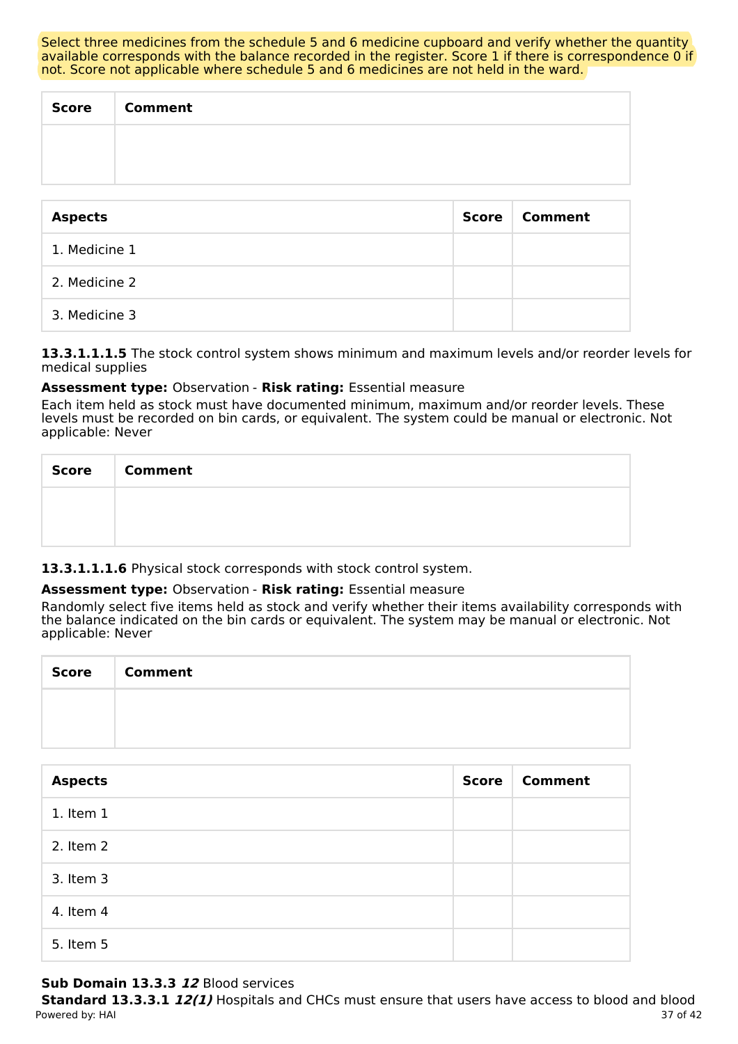Select three medicines from the schedule 5 and 6 medicine cupboard and verify whether the quantity available corresponds with the balance recorded in the register. Score 1 if there is correspondence 0 if not. Score not applicable where schedule 5 and 6 medicines are not held in the ward.

| Score | Comment |
|---|---|
| | |

| Aspects | Score | Comment |
|---|---|---|
| 1. Medicine 1 | | |
| 2. Medicine 2 | | |
| 3. Medicine 3 | | |

**13.3.1.1.1.5** The stock control system shows minimum and maximum levels and/or reorder levels for medical supplies

**Assessment type:** Observation - **Risk rating:** Essential measure

Each item held as stock must have documented minimum, maximum and/or reorder levels. These levels must be recorded on bin cards, or equivalent. The system could be manual or electronic. Not applicable: Never

| Score | Comment |
|---|---|
| | |

**13.3.1.1.1.6** Physical stock corresponds with stock control system.

**Assessment type:** Observation - **Risk rating:** Essential measure

Randomly select five items held as stock and verify whether their items availability corresponds with the balance indicated on the bin cards or equivalent. The system may be manual or electronic. Not applicable: Never

| Score | Comment |
|---|---|
| | |

| Aspects | Score | Comment |
|---|---|---|
| 1. Item 1 | | |
| 2. Item 2 | | |
| 3. Item 3 | | |
| 4. Item 4 | | |
| 5. Item 5 | | |

**Sub Domain 13.3.3** ***12*** Blood services

**Standard 13.3.3.1** ***12(1)*** Hospitals and CHCs must ensure that users have access to blood and blood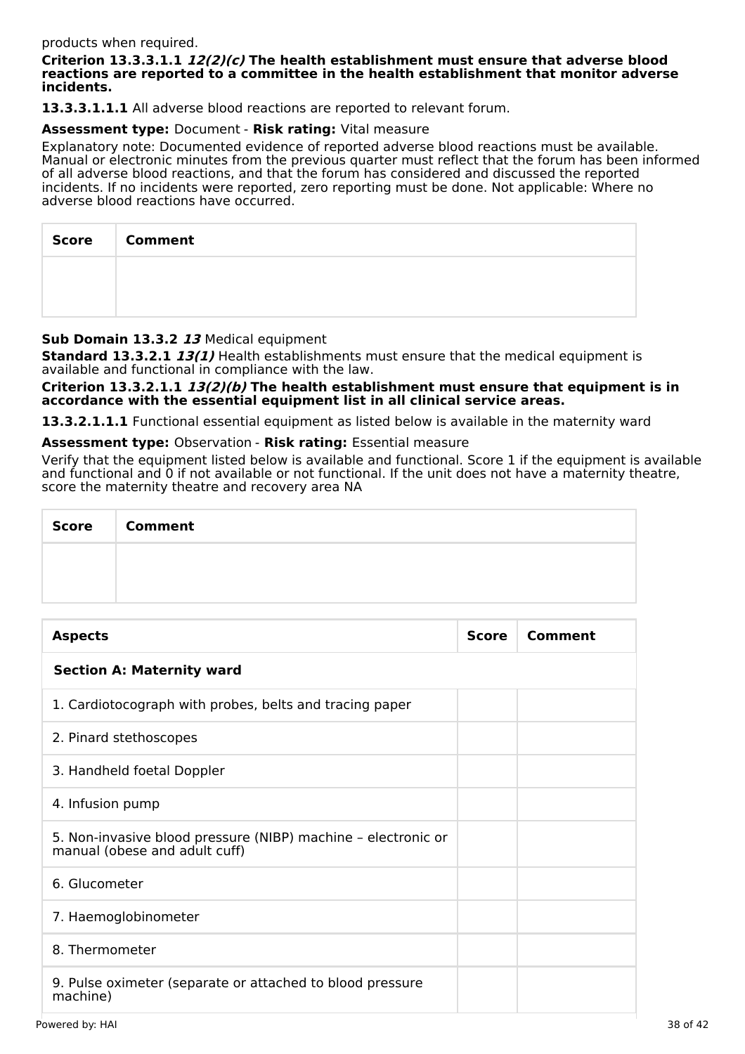products when required.

**Criterion 13.3.3.1.1 *12(2)(c)* The health establishment must ensure that adverse blood reactions are reported to a committee in the health establishment that monitor adverse incidents.**

**13.3.3.1.1.1** All adverse blood reactions are reported to relevant forum.

**Assessment type:** Document - **Risk rating:** Vital measure

Explanatory note: Documented evidence of reported adverse blood reactions must be available. Manual or electronic minutes from the previous quarter must reflect that the forum has been informed of all adverse blood reactions, and that the forum has considered and discussed the reported incidents. If no incidents were reported, zero reporting must be done. Not applicable: Where no adverse blood reactions have occurred.

| Score | Comment |
|---|---|
| | |

**Sub Domain 13.3.2 *13*** Medical equipment

**Standard 13.3.2.1 *13(1)*** Health establishments must ensure that the medical equipment is available and functional in compliance with the law.

**Criterion 13.3.2.1.1 *13(2)(b)* The health establishment must ensure that equipment is in accordance with the essential equipment list in all clinical service areas.**

**13.3.2.1.1.1** Functional essential equipment as listed below is available in the maternity ward

**Assessment type:** Observation - **Risk rating:** Essential measure

Verify that the equipment listed below is available and functional. Score 1 if the equipment is available and functional and 0 if not available or not functional. If the unit does not have a maternity theatre, score the maternity theatre and recovery area NA

| Score | Comment |
|---|---|
| | |

| Aspects | Score | Comment |
|---|---|---|
| **Section A: Maternity ward** | | |
| 1. Cardiotocograph with probes, belts and tracing paper | | |
| 2. Pinard stethoscopes | | |
| 3. Handheld foetal Doppler | | |
| 4. Infusion pump | | |
| 5. Non-invasive blood pressure (NIBP) machine – electronic or manual (obese and adult cuff) | | |
| 6. Glucometer | | |
| 7. Haemoglobinometer | | |
| 8. Thermometer | | |
| 9. Pulse oximeter (separate or attached to blood pressure machine) | | |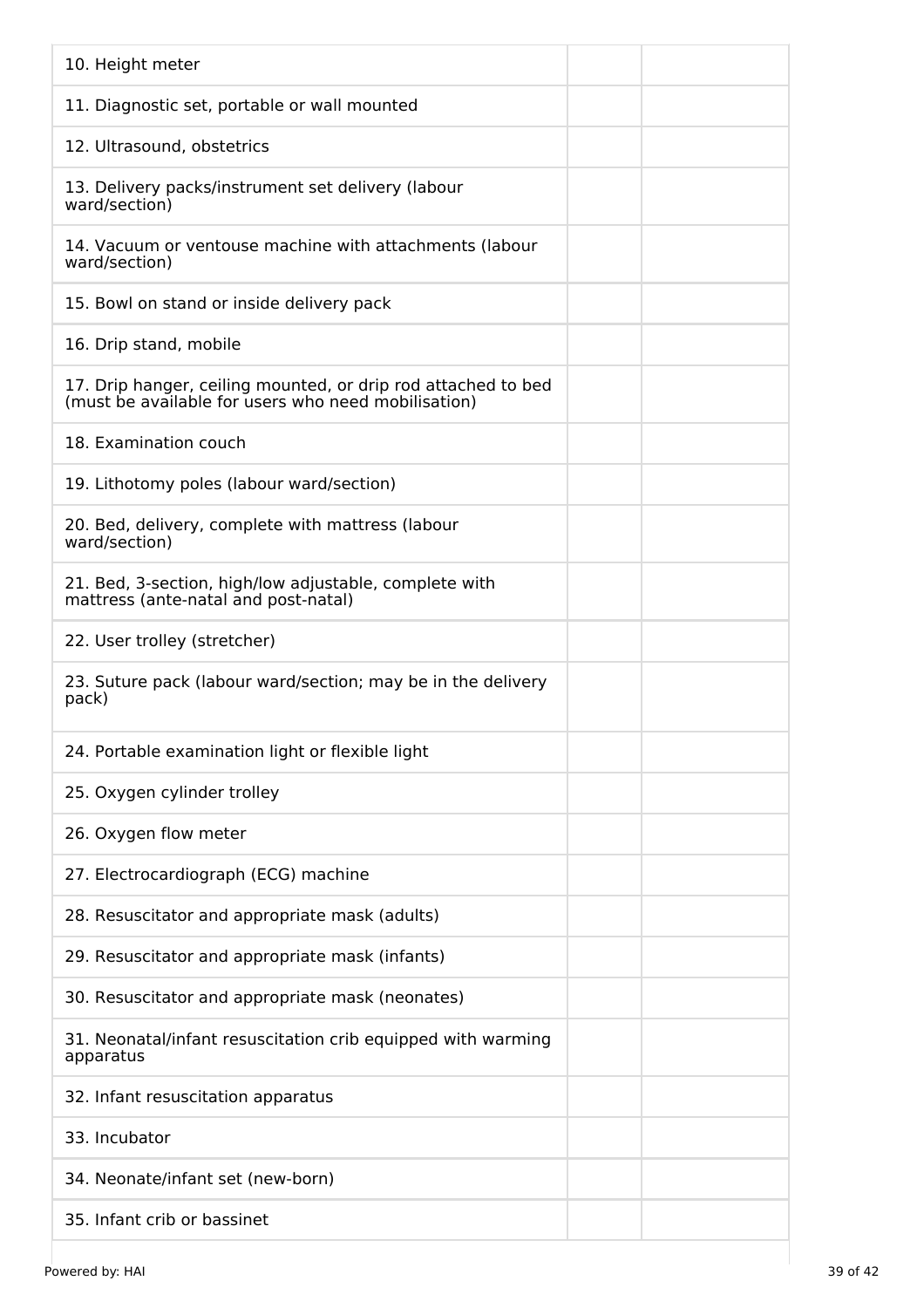| | | |
|---|---|---|
| 10. Height meter | | |
| 11. Diagnostic set, portable or wall mounted | | |
| 12. Ultrasound, obstetrics | | |
| 13. Delivery packs/instrument set delivery (labour ward/section) | | |
| 14. Vacuum or ventouse machine with attachments (labour ward/section) | | |
| 15. Bowl on stand or inside delivery pack | | |
| 16. Drip stand, mobile | | |
| 17. Drip hanger, ceiling mounted, or drip rod attached to bed (must be available for users who need mobilisation) | | |
| 18. Examination couch | | |
| 19. Lithotomy poles (labour ward/section) | | |
| 20. Bed, delivery, complete with mattress (labour ward/section) | | |
| 21. Bed, 3-section, high/low adjustable, complete with mattress (ante-natal and post-natal) | | |
| 22. User trolley (stretcher) | | |
| 23. Suture pack (labour ward/section; may be in the delivery pack) | | |
| 24. Portable examination light or flexible light | | |
| 25. Oxygen cylinder trolley | | |
| 26. Oxygen flow meter | | |
| 27. Electrocardiograph (ECG) machine | | |
| 28. Resuscitator and appropriate mask (adults) | | |
| 29. Resuscitator and appropriate mask (infants) | | |
| 30. Resuscitator and appropriate mask (neonates) | | |
| 31. Neonatal/infant resuscitation crib equipped with warming apparatus | | |
| 32. Infant resuscitation apparatus | | |
| 33. Incubator | | |
| 34. Neonate/infant set (new-born) | | |
| 35. Infant crib or bassinet | | |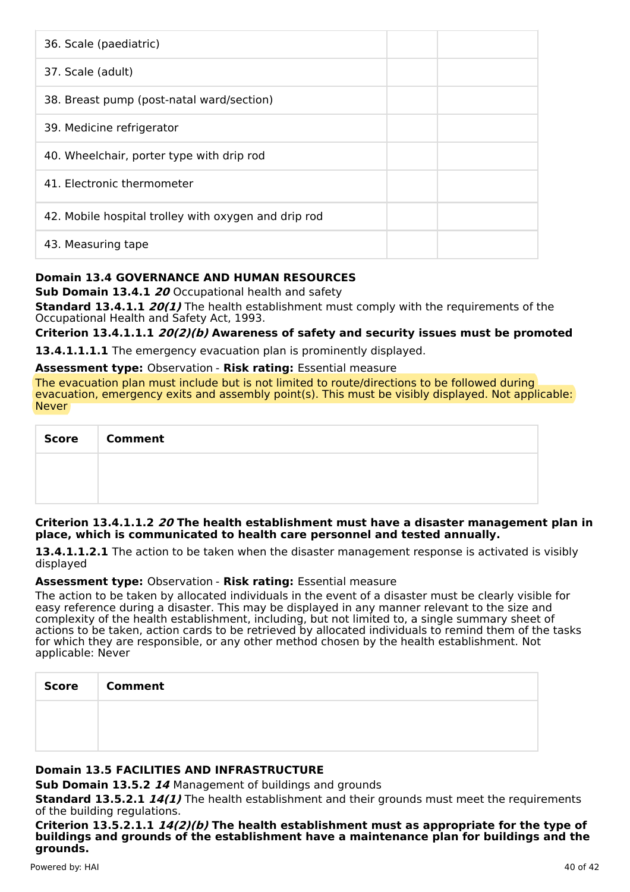| | | |
|---|---|---|
| 36. Scale (paediatric) | | |
| 37. Scale (adult) | | |
| 38. Breast pump (post-natal ward/section) | | |
| 39. Medicine refrigerator | | |
| 40. Wheelchair, porter type with drip rod | | |
| 41. Electronic thermometer | | |
| 42. Mobile hospital trolley with oxygen and drip rod | | |
| 43. Measuring tape | | |

**Domain 13.4 GOVERNANCE AND HUMAN RESOURCES**

**Sub Domain 13.4.1** ***20*** Occupational health and safety

**Standard 13.4.1.1** ***20(1)*** The health establishment must comply with the requirements of the Occupational Health and Safety Act, 1993.

**Criterion 13.4.1.1.1** ***20(2)(b)*** **Awareness of safety and security issues must be promoted**

**13.4.1.1.1.1** The emergency evacuation plan is prominently displayed.

**Assessment type:** Observation - **Risk rating:** Essential measure

The evacuation plan must include but is not limited to route/directions to be followed during evacuation, emergency exits and assembly point(s). This must be visibly displayed. Not applicable: Never

| Score | Comment |
|---|---|
| | |

**Criterion 13.4.1.1.2** ***20*** **The health establishment must have a disaster management plan in place, which is communicated to health care personnel and tested annually.**

**13.4.1.1.2.1** The action to be taken when the disaster management response is activated is visibly displayed

**Assessment type:** Observation - **Risk rating:** Essential measure

The action to be taken by allocated individuals in the event of a disaster must be clearly visible for easy reference during a disaster. This may be displayed in any manner relevant to the size and complexity of the health establishment, including, but not limited to, a single summary sheet of actions to be taken, action cards to be retrieved by allocated individuals to remind them of the tasks for which they are responsible, or any other method chosen by the health establishment. Not applicable: Never

| Score | Comment |
|---|---|
| | |

**Domain 13.5 FACILITIES AND INFRASTRUCTURE**

**Sub Domain 13.5.2** ***14*** Management of buildings and grounds

**Standard 13.5.2.1** ***14(1)*** The health establishment and their grounds must meet the requirements of the building regulations.

**Criterion 13.5.2.1.1** ***14(2)(b)*** **The health establishment must as appropriate for the type of buildings and grounds of the establishment have a maintenance plan for buildings and the grounds.**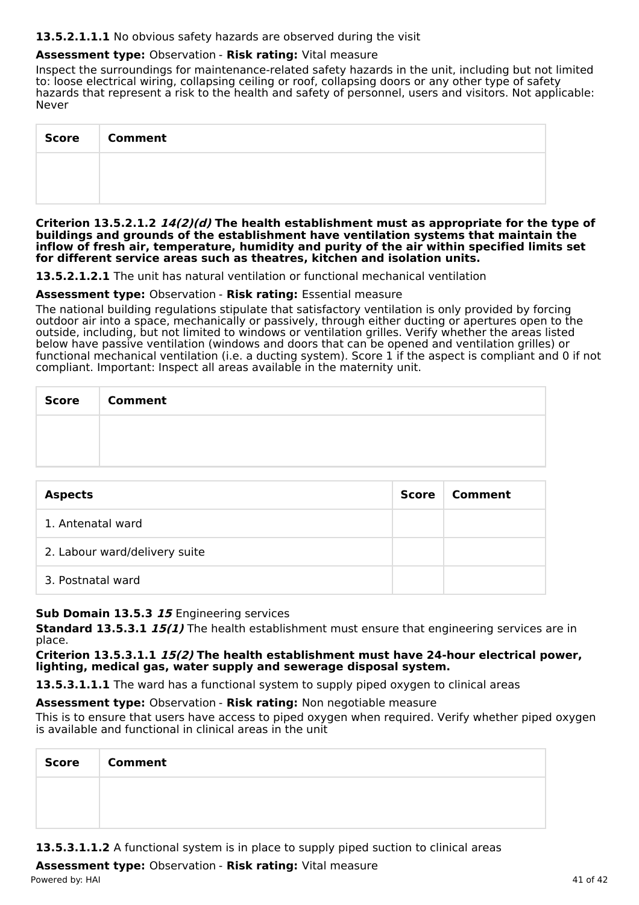**13.5.2.1.1.1** No obvious safety hazards are observed during the visit

**Assessment type:** Observation - **Risk rating:** Vital measure

Inspect the surroundings for maintenance-related safety hazards in the unit, including but not limited to: loose electrical wiring, collapsing ceiling or roof, collapsing doors or any other type of safety hazards that represent a risk to the health and safety of personnel, users and visitors. Not applicable: Never

| Score | Comment |
|---|---|
| | |

**Criterion 13.5.2.1.2 *14(2)(d)* The health establishment must as appropriate for the type of buildings and grounds of the establishment have ventilation systems that maintain the inflow of fresh air, temperature, humidity and purity of the air within specified limits set for different service areas such as theatres, kitchen and isolation units.**

**13.5.2.1.2.1** The unit has natural ventilation or functional mechanical ventilation

**Assessment type:** Observation - **Risk rating:** Essential measure

The national building regulations stipulate that satisfactory ventilation is only provided by forcing outdoor air into a space, mechanically or passively, through either ducting or apertures open to the outside, including, but not limited to windows or ventilation grilles. Verify whether the areas listed below have passive ventilation (windows and doors that can be opened and ventilation grilles) or functional mechanical ventilation (i.e. a ducting system). Score 1 if the aspect is compliant and 0 if not compliant. Important: Inspect all areas available in the maternity unit.

| Score | Comment |
|---|---|
| | |

| Aspects | Score | Comment |
|---|---|---|
| 1. Antenatal ward | | |
| 2. Labour ward/delivery suite | | |
| 3. Postnatal ward | | |

**Sub Domain 13.5.3 *15*** Engineering services

**Standard 13.5.3.1 *15(1)*** The health establishment must ensure that engineering services are in place.

**Criterion 13.5.3.1.1 *15(2)* The health establishment must have 24-hour electrical power, lighting, medical gas, water supply and sewerage disposal system.**

**13.5.3.1.1.1** The ward has a functional system to supply piped oxygen to clinical areas

**Assessment type:** Observation - **Risk rating:** Non negotiable measure

This is to ensure that users have access to piped oxygen when required. Verify whether piped oxygen is available and functional in clinical areas in the unit

| Score | Comment |
|---|---|
| | |

**13.5.3.1.1.2** A functional system is in place to supply piped suction to clinical areas

**Assessment type:** Observation - **Risk rating:** Vital measure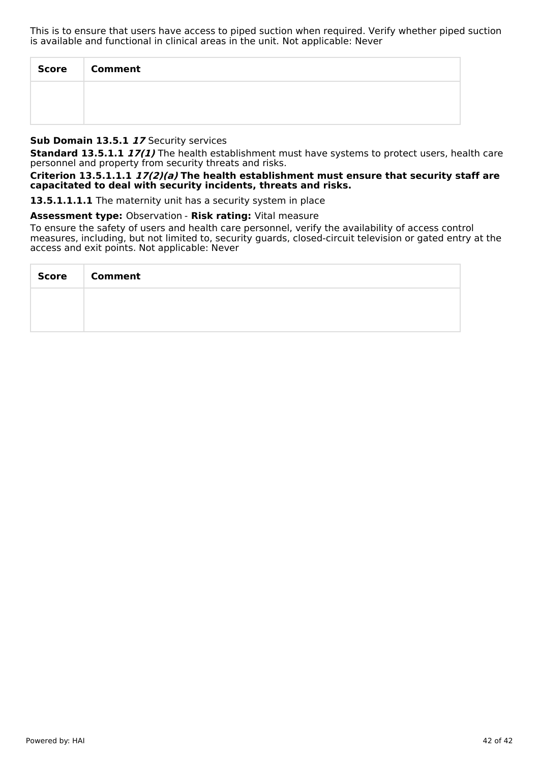This is to ensure that users have access to piped suction when required. Verify whether piped suction is available and functional in clinical areas in the unit. Not applicable: Never

| Score | Comment |
| --- | --- |
| | |

**Sub Domain 13.5.1** ***17*** Security services

**Standard 13.5.1.1** ***17(1)*** The health establishment must have systems to protect users, health care personnel and property from security threats and risks.

**Criterion 13.5.1.1.1** ***17(2)(a)*** **The health establishment must ensure that security staff are capacitated to deal with security incidents, threats and risks.**

**13.5.1.1.1.1** The maternity unit has a security system in place

**Assessment type:** Observation - **Risk rating:** Vital measure

To ensure the safety of users and health care personnel, verify the availability of access control measures, including, but not limited to, security guards, closed-circuit television or gated entry at the access and exit points. Not applicable: Never

| Score | Comment |
| --- | --- |
| | |